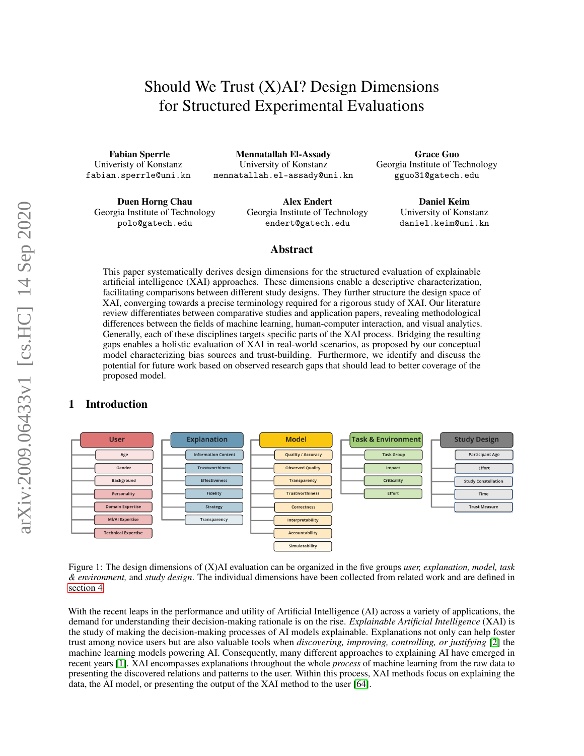# Should We Trust (X)AI? Design Dimensions for Structured Experimental Evaluations

**Fabian Sperrle**
Univeristy of Konstanz
`fabian.sperrle@uni.kn`

**Mennatallah El-Assady**
University of Konstanz
`mennatallah.el-assady@uni.kn`

**Grace Guo**
Georgia Institute of Technology
`gguo31@gatech.edu`

**Duen Horng Chau**
Georgia Institute of Technology
`polo@gatech.edu`

**Alex Endert**
Georgia Institute of Technology
`endert@gatech.edu`

**Daniel Keim**
University of Konstanz
`daniel.keim@uni.kn`

## Abstract

This paper systematically derives design dimensions for the structured evaluation of explainable artificial intelligence (XAI) approaches. These dimensions enable a descriptive characterization, facilitating comparisons between different study designs. They further structure the design space of XAI, converging towards a precise terminology required for a rigorous study of XAI. Our literature review differentiates between comparative studies and application papers, revealing methodological differences between the fields of machine learning, human-computer interaction, and visual analytics. Generally, each of these disciplines targets specific parts of the XAI process. Bridging the resulting gaps enables a holistic evaluation of XAI in real-world scenarios, as proposed by our conceptual model characterizing bias sources and trust-building. Furthermore, we identify and discuss the potential for future work based on observed research gaps that should lead to better coverage of the proposed model.

## 1 Introduction

User: Age, Gender, Background, Personality, Domain Expertise, ML/AI Expertise, Technical Expertise

Explanation: Information Content, Trustworthiness, Effectiveness, Fidelity, Strategy, Transparency

Model: Quality / Accuracy, Observed Quality, Transparency, Trustworthiness, Correctness, Interpretability, Accountability, Simulatability

Task & Environment: Task Group, Impact, Criticality, Effort

Study Design: Participant Age, Effort, Study Constellation, Time, Trust Measure

Figure 1: The design dimensions of (X)AI evaluation can be organized in the five groups *user, explanation, model, task & environment,* and *study design*. The individual dimensions have been collected from related work and are defined in section 4.

With the recent leaps in the performance and utility of Artificial Intelligence (AI) across a variety of applications, the demand for understanding their decision-making rationale is on the rise. *Explainable Artificial Intelligence* (XAI) is the study of making the decision-making processes of AI models explainable. Explanations not only can help foster trust among novice users but are also valuable tools when *discovering, improving, controlling, or justifying* [2] the machine learning models powering AI. Consequently, many different approaches to explaining AI have emerged in recent years [1]. XAI encompasses explanations throughout the whole *process* of machine learning from the raw data to presenting the discovered relations and patterns to the user. Within this process, XAI methods focus on explaining the data, the AI model, or presenting the output of the XAI method to the user [64].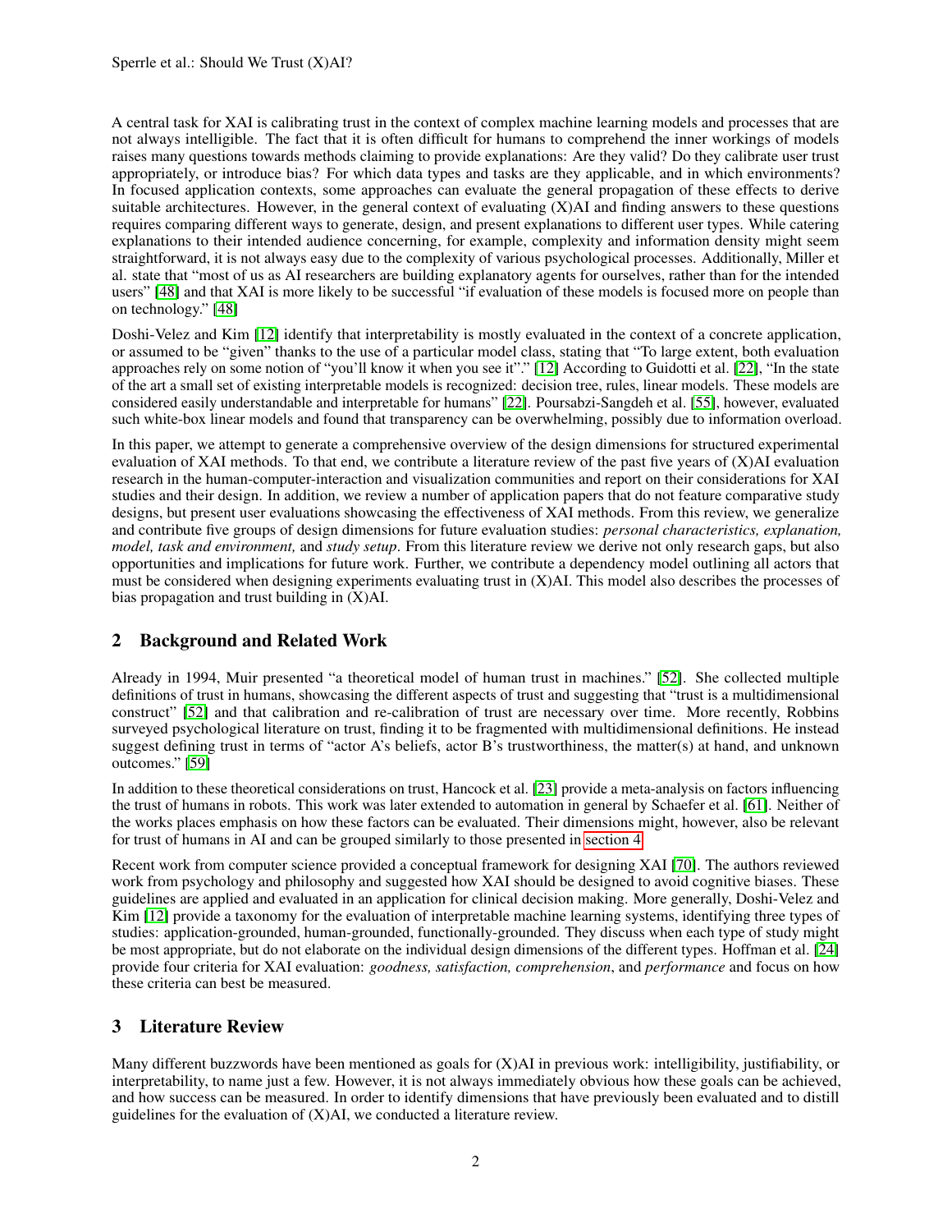A central task for XAI is calibrating trust in the context of complex machine learning models and processes that are not always intelligible. The fact that it is often difficult for humans to comprehend the inner workings of models raises many questions towards methods claiming to provide explanations: Are they valid? Do they calibrate user trust appropriately, or introduce bias? For which data types and tasks are they applicable, and in which environments? In focused application contexts, some approaches can evaluate the general propagation of these effects to derive suitable architectures. However, in the general context of evaluating (X)AI and finding answers to these questions requires comparing different ways to generate, design, and present explanations to different user types. While catering explanations to their intended audience concerning, for example, complexity and information density might seem straightforward, it is not always easy due to the complexity of various psychological processes. Additionally, Miller et al. state that "most of us as AI researchers are building explanatory agents for ourselves, rather than for the intended users" [48] and that XAI is more likely to be successful "if evaluation of these models is focused more on people than on technology." [48]

Doshi-Velez and Kim [12] identify that interpretability is mostly evaluated in the context of a concrete application, or assumed to be "given" thanks to the use of a particular model class, stating that "To large extent, both evaluation approaches rely on some notion of "you'll know it when you see it"." [12] According to Guidotti et al. [22], "In the state of the art a small set of existing interpretable models is recognized: decision tree, rules, linear models. These models are considered easily understandable and interpretable for humans" [22]. Poursabzi-Sangdeh et al. [55], however, evaluated such white-box linear models and found that transparency can be overwhelming, possibly due to information overload.

In this paper, we attempt to generate a comprehensive overview of the design dimensions for structured experimental evaluation of XAI methods. To that end, we contribute a literature review of the past five years of (X)AI evaluation research in the human-computer-interaction and visualization communities and report on their considerations for XAI studies and their design. In addition, we review a number of application papers that do not feature comparative study designs, but present user evaluations showcasing the effectiveness of XAI methods. From this review, we generalize and contribute five groups of design dimensions for future evaluation studies: *personal characteristics, explanation, model, task and environment,* and *study setup*. From this literature review we derive not only research gaps, but also opportunities and implications for future work. Further, we contribute a dependency model outlining all actors that must be considered when designing experiments evaluating trust in (X)AI. This model also describes the processes of bias propagation and trust building in (X)AI.

## 2 Background and Related Work

Already in 1994, Muir presented "a theoretical model of human trust in machines." [52]. She collected multiple definitions of trust in humans, showcasing the different aspects of trust and suggesting that "trust is a multidimensional construct" [52] and that calibration and re-calibration of trust are necessary over time. More recently, Robbins surveyed psychological literature on trust, finding it to be fragmented with multidimensional definitions. He instead suggest defining trust in terms of "actor A's beliefs, actor B's trustworthiness, the matter(s) at hand, and unknown outcomes." [59]

In addition to these theoretical considerations on trust, Hancock et al. [23] provide a meta-analysis on factors influencing the trust of humans in robots. This work was later extended to automation in general by Schaefer et al. [61]. Neither of the works places emphasis on how these factors can be evaluated. Their dimensions might, however, also be relevant for trust of humans in AI and can be grouped similarly to those presented in section 4.

Recent work from computer science provided a conceptual framework for designing XAI [70]. The authors reviewed work from psychology and philosophy and suggested how XAI should be designed to avoid cognitive biases. These guidelines are applied and evaluated in an application for clinical decision making. More generally, Doshi-Velez and Kim [12] provide a taxonomy for the evaluation of interpretable machine learning systems, identifying three types of studies: application-grounded, human-grounded, functionally-grounded. They discuss when each type of study might be most appropriate, but do not elaborate on the individual design dimensions of the different types. Hoffman et al. [24] provide four criteria for XAI evaluation: *goodness, satisfaction, comprehension*, and *performance* and focus on how these criteria can best be measured.

## 3 Literature Review

Many different buzzwords have been mentioned as goals for (X)AI in previous work: intelligibility, justifiability, or interpretability, to name just a few. However, it is not always immediately obvious how these goals can be achieved, and how success can be measured. In order to identify dimensions that have previously been evaluated and to distill guidelines for the evaluation of (X)AI, we conducted a literature review.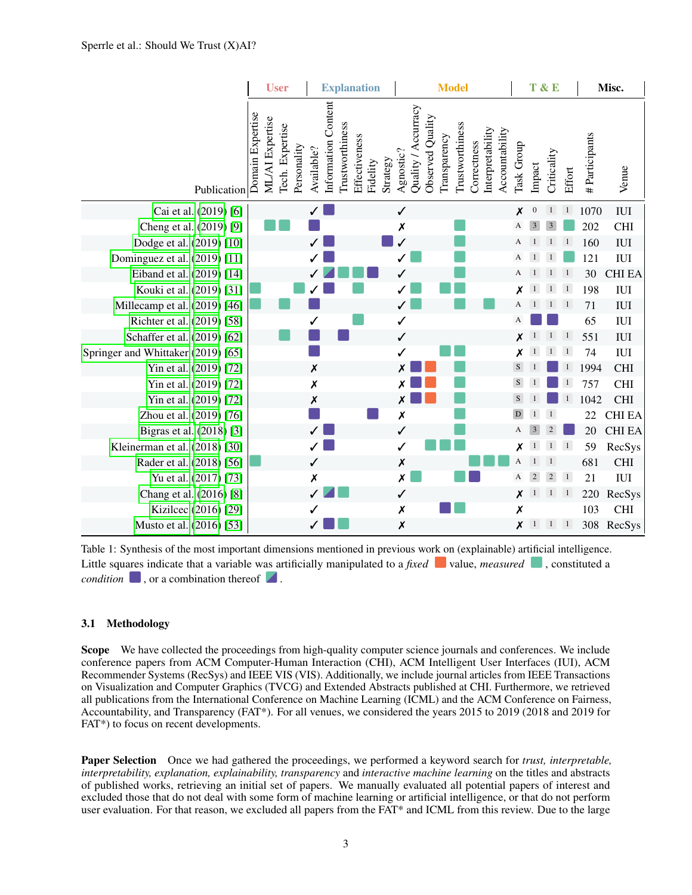| | User | | | | Explanation | | | | | | Model | | | | | | | | T & E | | | | Misc. | |
|---|---|---|---|---|---|---|---|---|---|---|---|---|---|---|---|---|---|---|---|---|---|---|---|---|
| Publication | Domain Expertise | ML/AI Expertise | Tech. Expertise | Personality | Available? | Information Content | Trustworthiness | Effectiveness | Fidelity | Strategy | Agnostic? | Quality / Accuracy | Observed Quality | Transparency | Trustworthiness | Correctness | Interpretability | Accountability | Task Group | Impact | Criticality | Effort | # Participants | Venue |
| Cai et al. (2019) [6] | | | | | ✓ | condition | | | | | ✓ | | | | | | | | ✗ | 0 | 1 | 1 | 1070 | IUI |
| Cheng et al. (2019) [9] | | measured | measured | | condition | | | | | | ✗ | | | | measured | | | | A | 3 | 3 | measured | 202 | CHI |
| Dodge et al. (2019) [10] | | | | | ✓ | condition | | | | condition | ✓ | | | | measured | | | | A | 1 | 1 | 1 | 160 | IUI |
| Dominguez et al. (2019) [11] | | | | | ✓ | condition | | | | | ✓ | measured | | | measured | | | | A | 1 | 1 | measured | 121 | IUI |
| Eiband et al. (2019) [14] | | | | | ✓ | condition/measured | measured | measured | condition | | ✓ | | | | measured | | | | A | 1 | 1 | 1 | 30 | CHI EA |
| Kouki et al. (2019) [31] | measured | | | measured | ✓ | condition | | measured | | | ✓ | measured | | measured | measured | | | | ✗ | 1 | 1 | 1 | 198 | IUI |
| Millecamp et al. (2019) [46] | measured | | measured | | condition | | | | | | ✓ | measured | | | measured | | measured | | A | 1 | 1 | 1 | 71 | IUI |
| Richter et al. (2019) [58] | | | | | ✓ | | | measured | | | ✓ | | | | | | | | A | condition | condition | | 65 | IUI |
| Schaffer et al. (2019) [62] | | | measured | | condition | | condition | | | | ✓ | | | | | | | | ✗ | 1 | 1 | 1 | 551 | IUI |
| Springer and Whittaker (2019) [65] | | | | | condition | | | | | | ✓ | | | measured | measured | | | | ✗ | 1 | 1 | 1 | 74 | IUI |
| Yin et al. (2019) [72] | | | | | ✗ | | | | | | ✗ | condition | fixed | | measured | | | | S | 1 | condition | 1 | 1994 | CHI |
| Yin et al. (2019) [72] | | | | | ✗ | | | | | | ✗ | condition | fixed | | measured | | | | S | 1 | condition | 1 | 757 | CHI |
| Yin et al. (2019) [72] | | | | | ✗ | | | | | | ✗ | condition | fixed | | measured | | | | S | 1 | condition | 1 | 1042 | CHI |
| Zhou et al. (2019) [76] | | | | | condition | | | | condition | | ✗ | | | | measured | | | | D | 1 | 1 | | 22 | CHI EA |
| Bigras et al. (2018) [3] | | | | | ✓ | condition | | | | | ✓ | | | | measured | | | | A | 3 | 2 | condition | 20 | CHI EA |
| Kleinerman et al. (2018) [30] | | | | | ✓ | condition | | | | | ✓ | | measured | measured | measured | | | | ✗ | 1 | 1 | 1 | 59 | RecSys |
| Rader et al. (2018) [56] | measured | | | | ✓ | | | | | | ✗ | | | | | measured | measured | measured | A | 1 | 1 | | 681 | CHI |
| Yu et al. (2017) [73] | | | | | ✗ | | | | | | ✗ | measured | | | measured | condition | | | A | 2 | 2 | 1 | 21 | IUI |
| Chang et al. (2016) [8] | | | | | ✓ | condition/measured | measured | | | | ✓ | | | | | | | | ✗ | 1 | 1 | 1 | 220 | RecSys |
| Kizilcec (2016) [29] | | | | | ✓ | | | | | | ✗ | | | condition | measured | | | | ✗ | | | | 103 | CHI |
| Musto et al. (2016) [53] | | | | | ✓ | condition | measured | | | | ✗ | | | | | | | | ✗ | 1 | 1 | 1 | 308 | RecSys |

Table 1: Synthesis of the most important dimensions mentioned in previous work on (explainable) artificial intelligence. Little squares indicate that a variable was artificially manipulated to a *fixed* value, *measured*, constituted a *condition*, or a combination thereof.

### 3.1 Methodology

**Scope** We have collected the proceedings from high-quality computer science journals and conferences. We include conference papers from ACM Computer-Human Interaction (CHI), ACM Intelligent User Interfaces (IUI), ACM Recommender Systems (RecSys) and IEEE VIS (VIS). Additionally, we include journal articles from IEEE Transactions on Visualization and Computer Graphics (TVCG) and Extended Abstracts published at CHI. Furthermore, we retrieved all publications from the International Conference on Machine Learning (ICML) and the ACM Conference on Fairness, Accountability, and Transparency (FAT*). For all venues, we considered the years 2015 to 2019 (2018 and 2019 for FAT*) to focus on recent developments.

**Paper Selection** Once we had gathered the proceedings, we performed a keyword search for *trust, interpretable, interpretability, explanation, explainability, transparency* and *interactive machine learning* on the titles and abstracts of published works, retrieving an initial set of papers. We manually evaluated all potential papers of interest and excluded those that do not deal with some form of machine learning or artificial intelligence, or that do not perform user evaluation. For that reason, we excluded all papers from the FAT* and ICML from this review. Due to the large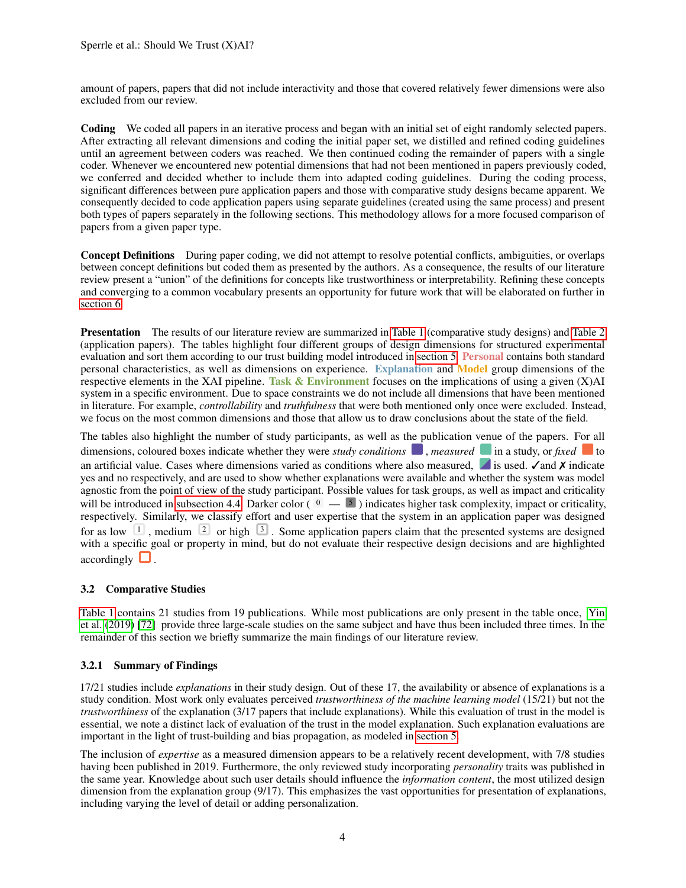amount of papers, papers that did not include interactivity and those that covered relatively fewer dimensions were also excluded from our review.

**Coding** We coded all papers in an iterative process and began with an initial set of eight randomly selected papers. After extracting all relevant dimensions and coding the initial paper set, we distilled and refined coding guidelines until an agreement between coders was reached. We then continued coding the remainder of papers with a single coder. Whenever we encountered new potential dimensions that had not been mentioned in papers previously coded, we conferred and decided whether to include them into adapted coding guidelines. During the coding process, significant differences between pure application papers and those with comparative study designs became apparent. We consequently decided to code application papers using separate guidelines (created using the same process) and present both types of papers separately in the following sections. This methodology allows for a more focused comparison of papers from a given paper type.

**Concept Definitions** During paper coding, we did not attempt to resolve potential conflicts, ambiguities, or overlaps between concept definitions but coded them as presented by the authors. As a consequence, the results of our literature review present a "union" of the definitions for concepts like trustworthiness or interpretability. Refining these concepts and converging to a common vocabulary presents an opportunity for future work that will be elaborated on further in section 6.

**Presentation** The results of our literature review are summarized in Table 1 (comparative study designs) and Table 2 (application papers). The tables highlight four different groups of design dimensions for structured experimental evaluation and sort them according to our trust building model introduced in section 5. **Personal** contains both standard personal characteristics, as well as dimensions on experience. **Explanation** and **Model** group dimensions of the respective elements in the XAI pipeline. **Task & Environment** focuses on the implications of using a given (X)AI system in a specific environment. Due to space constraints we do not include all dimensions that have been mentioned in literature. For example, *controllability* and *truthfulness* that were both mentioned only once were excluded. Instead, we focus on the most common dimensions and those that allow us to draw conclusions about the state of the field.

The tables also highlight the number of study participants, as well as the publication venue of the papers. For all dimensions, coloured boxes indicate whether they were *study conditions* ■, *measured* ■ in a study, or *fixed* ■ to an artificial value. Cases where dimensions varied as conditions where also measured, ◪ is used. ✓and ✗ indicate yes and no respectively, and are used to show whether explanations were available and whether the system was model agnostic from the point of view of the study participant. Possible values for task groups, as well as impact and criticality will be introduced in subsection 4.4. Darker color ( 0 — 5 ) indicates higher task complexity, impact or criticality, respectively. Similarly, we classify effort and user expertise that the system in an application paper was designed for as low 1 , medium 2 or high 3 . Some application papers claim that the presented systems are designed with a specific goal or property in mind, but do not evaluate their respective design decisions and are highlighted accordingly □.

### 3.2 Comparative Studies

Table 1 contains 21 studies from 19 publications. While most publications are only present in the table once, Yin et al. (2019) [72] provide three large-scale studies on the same subject and have thus been included three times. In the remainder of this section we briefly summarize the main findings of our literature review.

#### 3.2.1 Summary of Findings

17/21 studies include *explanations* in their study design. Out of these 17, the availability or absence of explanations is a study condition. Most work only evaluates perceived *trustworthiness of the machine learning model* (15/21) but not the *trustworthiness* of the explanation (3/17 papers that include explanations). While this evaluation of trust in the model is essential, we note a distinct lack of evaluation of the trust in the model explanation. Such explanation evaluations are important in the light of trust-building and bias propagation, as modeled in section 5.

The inclusion of *expertise* as a measured dimension appears to be a relatively recent development, with 7/8 studies having been published in 2019. Furthermore, the only reviewed study incorporating *personality* traits was published in the same year. Knowledge about such user details should influence the *information content*, the most utilized design dimension from the explanation group (9/17). This emphasizes the vast opportunities for presentation of explanations, including varying the level of detail or adding personalization.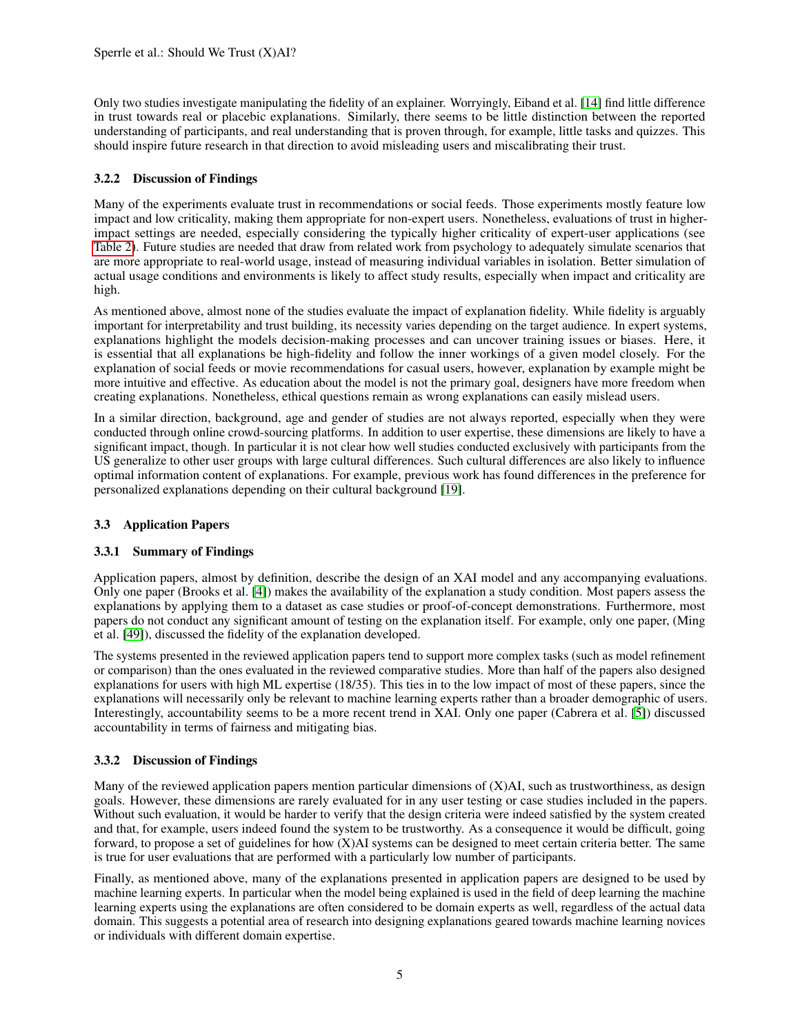Only two studies investigate manipulating the fidelity of an explainer. Worryingly, Eiband et al. [14] find little difference in trust towards real or placebic explanations. Similarly, there seems to be little distinction between the reported understanding of participants, and real understanding that is proven through, for example, little tasks and quizzes. This should inspire future research in that direction to avoid misleading users and miscalibrating their trust.

#### 3.2.2 Discussion of Findings

Many of the experiments evaluate trust in recommendations or social feeds. Those experiments mostly feature low impact and low criticality, making them appropriate for non-expert users. Nonetheless, evaluations of trust in higher-impact settings are needed, especially considering the typically higher criticality of expert-user applications (see Table 2). Future studies are needed that draw from related work from psychology to adequately simulate scenarios that are more appropriate to real-world usage, instead of measuring individual variables in isolation. Better simulation of actual usage conditions and environments is likely to affect study results, especially when impact and criticality are high.

As mentioned above, almost none of the studies evaluate the impact of explanation fidelity. While fidelity is arguably important for interpretability and trust building, its necessity varies depending on the target audience. In expert systems, explanations highlight the models decision-making processes and can uncover training issues or biases. Here, it is essential that all explanations be high-fidelity and follow the inner workings of a given model closely. For the explanation of social feeds or movie recommendations for casual users, however, explanation by example might be more intuitive and effective. As education about the model is not the primary goal, designers have more freedom when creating explanations. Nonetheless, ethical questions remain as wrong explanations can easily mislead users.

In a similar direction, background, age and gender of studies are not always reported, especially when they were conducted through online crowd-sourcing platforms. In addition to user expertise, these dimensions are likely to have a significant impact, though. In particular it is not clear how well studies conducted exclusively with participants from the US generalize to other user groups with large cultural differences. Such cultural differences are also likely to influence optimal information content of explanations. For example, previous work has found differences in the preference for personalized explanations depending on their cultural background [19].

### 3.3 Application Papers

#### 3.3.1 Summary of Findings

Application papers, almost by definition, describe the design of an XAI model and any accompanying evaluations. Only one paper (Brooks et al. [4]) makes the availability of the explanation a study condition. Most papers assess the explanations by applying them to a dataset as case studies or proof-of-concept demonstrations. Furthermore, most papers do not conduct any significant amount of testing on the explanation itself. For example, only one paper, (Ming et al. [49]), discussed the fidelity of the explanation developed.

The systems presented in the reviewed application papers tend to support more complex tasks (such as model refinement or comparison) than the ones evaluated in the reviewed comparative studies. More than half of the papers also designed explanations for users with high ML expertise (18/35). This ties in to the low impact of most of these papers, since the explanations will necessarily only be relevant to machine learning experts rather than a broader demographic of users. Interestingly, accountability seems to be a more recent trend in XAI. Only one paper (Cabrera et al. [5]) discussed accountability in terms of fairness and mitigating bias.

#### 3.3.2 Discussion of Findings

Many of the reviewed application papers mention particular dimensions of (X)AI, such as trustworthiness, as design goals. However, these dimensions are rarely evaluated for in any user testing or case studies included in the papers. Without such evaluation, it would be harder to verify that the design criteria were indeed satisfied by the system created and that, for example, users indeed found the system to be trustworthy. As a consequence it would be difficult, going forward, to propose a set of guidelines for how (X)AI systems can be designed to meet certain criteria better. The same is true for user evaluations that are performed with a particularly low number of participants.

Finally, as mentioned above, many of the explanations presented in application papers are designed to be used by machine learning experts. In particular when the model being explained is used in the field of deep learning the machine learning experts using the explanations are often considered to be domain experts as well, regardless of the actual data domain. This suggests a potential area of research into designing explanations geared towards machine learning novices or individuals with different domain expertise.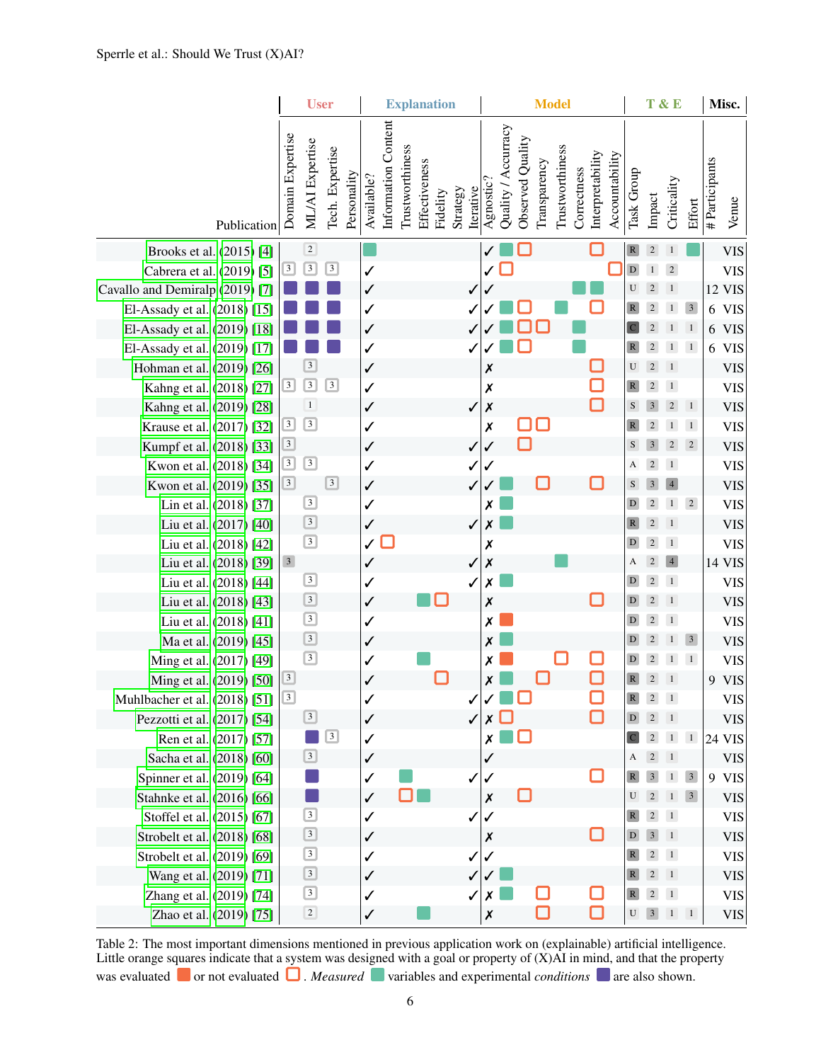| Publication | User | | | | Explanation | | | | | | | Model | | | | | | | | T & E | | | | Misc. | |
|---|---|---|---|---|---|---|---|---|---|---|---|---|---|---|---|---|---|---|---|---|---|---|---|---|---|
| | Domain Expertise | ML/AI Expertise | Tech. Expertise | Personality | Available? | Information Content | Trustworthiness | Effectiveness | Fidelity | Strategy | Iterative | Agnostic? | Quality / Accuracy | Observed Quality | Transparency | Trustworthiness | Correctness | Interpretability | Accountability | Task Group | Impact | Criticality | Effort | # Participants | Venue |
| Brooks et al. (2015) [4] | | 2 | | | 🟩 | | | | | | | ✓ | 🟩 | □ | | | | □ | | R | 2 | 1 | 🟩 | | VIS |
| Cabrera et al. (2019) [5] | 3 | 3 | 3 | | ✓ | | | | | | | ✓ | □ | | | | | | □ | D | 1 | 2 | | | VIS |
| Cavallo and Demiralp (2019) [7] | 🟪 | 🟪 | 🟪 | | ✓ | | | | | | ✓ | ✓ | | | | | 🟩 | 🟩 | | U | 2 | 1 | | 12 | VIS |
| El-Assady et al. (2018) [15] | 🟪 | 🟪 | 🟪 | | ✓ | | | | | | ✓ | ✓ | 🟩 | □ | | 🟩 | | □ | | R | 2 | 1 | 3 | 6 | VIS |
| El-Assady et al. (2019) [18] | 🟪 | 🟪 | 🟪 | | ✓ | | | | | | ✓ | ✓ | 🟩 | □ | □ | | 🟩 | | | C | 2 | 1 | 1 | 6 | VIS |
| El-Assady et al. (2019) [17] | 🟪 | 🟪 | 🟪 | | ✓ | | | | | | ✓ | ✓ | 🟩 | □ | | | 🟩 | | | R | 2 | 1 | 1 | 6 | VIS |
| Hohman et al. (2019) [26] | | 3 | | | ✓ | | | | | | | ✗ | | | | | | □ | | U | 2 | 1 | | | VIS |
| Kahng et al. (2018) [27] | 3 | 3 | 3 | | ✓ | | | | | | | ✗ | | | | | | □ | | R | 2 | 1 | | | VIS |
| Kahng et al. (2019) [28] | | 1 | | | ✓ | | | | | | ✓ | ✗ | | | | | | □ | | S | 3 | 2 | 1 | | VIS |
| Krause et al. (2017) [32] | 3 | 3 | | | ✓ | | | | | | | ✗ | | □ | □ | | | | | R | 2 | 1 | 1 | | VIS |
| Kumpf et al. (2018) [33] | 3 | | | | ✓ | | | | | | ✓ | ✓ | | □ | | | | | | S | 3 | 2 | 2 | | VIS |
| Kwon et al. (2018) [34] | 3 | 3 | | | ✓ | | | | | | ✓ | ✓ | | | | | | | | A | 2 | 1 | | | VIS |
| Kwon et al. (2019) [35] | 3 | | 3 | | ✓ | | | | | | ✓ | ✓ | 🟩 | | □ | | | □ | | S | 3 | 4 | | | VIS |
| Lin et al. (2018) [37] | | 3 | | | ✓ | | | | | | | ✗ | 🟩 | | | | | | | D | 2 | 1 | 2 | | VIS |
| Liu et al. (2017) [40] | | 3 | | | ✓ | | | | | | ✓ | ✗ | 🟩 | | | | | | | R | 2 | 1 | | | VIS |
| Liu et al. (2018) [42] | | 3 | | | ✓ | □ | | | | | | ✗ | | | | | | | | D | 2 | 1 | | | VIS |
| Liu et al. (2018) [39] | 3 | | | | ✓ | | | | | | ✓ | ✗ | | | | 🟩 | | | | A | 2 | 4 | | 14 | VIS |
| Liu et al. (2018) [44] | | 3 | | | ✓ | | | | | | ✓ | ✗ | 🟩 | | | | | | | D | 2 | 1 | | | VIS |
| Liu et al. (2018) [43] | | 3 | | | ✓ | | | 🟩 | □ | | | ✗ | | | | | | □ | | D | 2 | 1 | | | VIS |
| Liu et al. (2018) [41] | | 3 | | | ✓ | | | | | | | ✗ | 🟧 | | | | | | | D | 2 | 1 | | | VIS |
| Ma et al. (2019) [45] | | 3 | | | ✓ | | | | | | | ✗ | 🟩 | | | | | | | D | 2 | 1 | 3 | | VIS |
| Ming et al. (2017) [49] | | 3 | | | ✓ | | | 🟩 | | | | ✗ | 🟧 | | | □ | | □ | | D | 2 | 1 | 1 | | VIS |
| Ming et al. (2019) [50] | 3 | | | | ✓ | | | | □ | | | ✗ | 🟩 | | □ | | | □ | | R | 2 | 1 | | 9 | VIS |
| Muhlbacher et al. (2018) [51] | 3 | | | | ✓ | | | | | | ✓ | ✓ | 🟩 | □ | | | | □ | | R | 2 | 1 | | | VIS |
| Pezzotti et al. (2017) [54] | | 3 | | | ✓ | | | | | | ✓ | ✗ | □ | | | | | □ | | D | 2 | 1 | | | VIS |
| Ren et al. (2017) [57] | | 🟪 | 3 | | ✓ | | | | | | | ✗ | 🟩 | □ | | | | | | C | 2 | 1 | 1 | 24 | VIS |
| Sacha et al. (2018) [60] | | 3 | | | ✓ | | | | | | | ✓ | | | | | | | | A | 2 | 1 | | | VIS |
| Spinner et al. (2019) [64] | | 🟪 | | | ✓ | | 🟩 | | | | ✓ | ✓ | | | | | | □ | | R | 3 | 1 | 3 | 9 | VIS |
| Stahnke et al. (2016) [66] | | 🟪 | | | ✓ | | □ | 🟩 | | | | ✗ | | □ | | | | | | U | 2 | 1 | 3 | | VIS |
| Stoffel et al. (2015) [67] | | 3 | | | ✓ | | | | | | ✓ | ✓ | | | | | | | | R | 2 | 1 | | | VIS |
| Strobelt et al. (2018) [68] | | 3 | | | ✓ | | | | | | | ✗ | | | | | | □ | | D | 3 | 1 | | | VIS |
| Strobelt et al. (2019) [69] | | 3 | | | ✓ | | | | | | ✓ | ✓ | | | | | | | | R | 2 | 1 | | | VIS |
| Wang et al. (2019) [71] | | 3 | | | ✓ | | | | | | ✓ | ✓ | 🟩 | | | | | | | R | 2 | 1 | | | VIS |
| Zhang et al. (2019) [74] | | 3 | | | ✓ | | | | | | ✓ | ✗ | 🟩 | | □ | | | □ | | R | 2 | 1 | | | VIS |
| Zhao et al. (2019) [75] | | 2 | | | ✓ | | | 🟩 | | | | ✗ | | | □ | | | □ | | U | 3 | 1 | 1 | | VIS |

Table 2: The most important dimensions mentioned in previous application work on (explainable) artificial intelligence. Little orange squares indicate that a system was designed with a goal or property of (X)AI in mind, and that the property was evaluated 🟧 or not evaluated □. *Measured* 🟩 variables and experimental *conditions* 🟪 are also shown.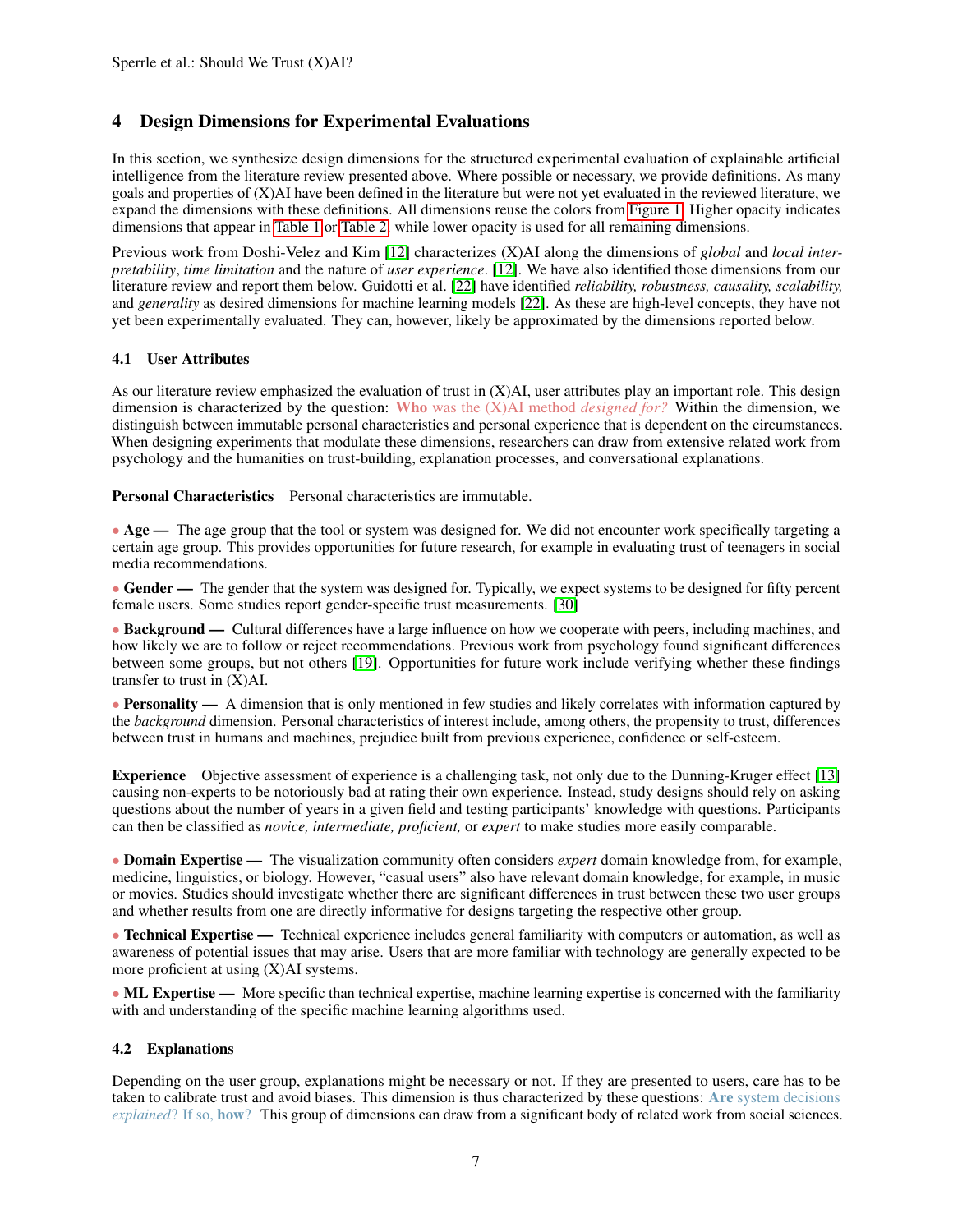## 4 Design Dimensions for Experimental Evaluations

In this section, we synthesize design dimensions for the structured experimental evaluation of explainable artificial intelligence from the literature review presented above. Where possible or necessary, we provide definitions. As many goals and properties of (X)AI have been defined in the literature but were not yet evaluated in the reviewed literature, we expand the dimensions with these definitions. All dimensions reuse the colors from Figure 1. Higher opacity indicates dimensions that appear in Table 1 or Table 2, while lower opacity is used for all remaining dimensions.

Previous work from Doshi-Velez and Kim [12] characterizes (X)AI along the dimensions of *global* and *local interpretability*, *time limitation* and the nature of *user experience*. [12]. We have also identified those dimensions from our literature review and report them below. Guidotti et al. [22] have identified *reliability, robustness, causality, scalability,* and *generality* as desired dimensions for machine learning models [22]. As these are high-level concepts, they have not yet been experimentally evaluated. They can, however, likely be approximated by the dimensions reported below.

### 4.1 User Attributes

As our literature review emphasized the evaluation of trust in (X)AI, user attributes play an important role. This design dimension is characterized by the question: **Who** was the (X)AI method *designed for?* Within the dimension, we distinguish between immutable personal characteristics and personal experience that is dependent on the circumstances. When designing experiments that modulate these dimensions, researchers can draw from extensive related work from psychology and the humanities on trust-building, explanation processes, and conversational explanations.

**Personal Characteristics** Personal characteristics are immutable.

- **Age —** The age group that the tool or system was designed for. We did not encounter work specifically targeting a certain age group. This provides opportunities for future research, for example in evaluating trust of teenagers in social media recommendations.

- **Gender —** The gender that the system was designed for. Typically, we expect systems to be designed for fifty percent female users. Some studies report gender-specific trust measurements. [30]

- **Background —** Cultural differences have a large influence on how we cooperate with peers, including machines, and how likely we are to follow or reject recommendations. Previous work from psychology found significant differences between some groups, but not others [19]. Opportunities for future work include verifying whether these findings transfer to trust in (X)AI.

- **Personality —** A dimension that is only mentioned in few studies and likely correlates with information captured by the *background* dimension. Personal characteristics of interest include, among others, the propensity to trust, differences between trust in humans and machines, prejudice built from previous experience, confidence or self-esteem.

**Experience** Objective assessment of experience is a challenging task, not only due to the Dunning-Kruger effect [13] causing non-experts to be notoriously bad at rating their own experience. Instead, study designs should rely on asking questions about the number of years in a given field and testing participants' knowledge with questions. Participants can then be classified as *novice, intermediate, proficient,* or *expert* to make studies more easily comparable.

- **Domain Expertise —** The visualization community often considers *expert* domain knowledge from, for example, medicine, linguistics, or biology. However, "casual users" also have relevant domain knowledge, for example, in music or movies. Studies should investigate whether there are significant differences in trust between these two user groups and whether results from one are directly informative for designs targeting the respective other group.

- **Technical Expertise —** Technical experience includes general familiarity with computers or automation, as well as awareness of potential issues that may arise. Users that are more familiar with technology are generally expected to be more proficient at using (X)AI systems.

- **ML Expertise —** More specific than technical expertise, machine learning expertise is concerned with the familiarity with and understanding of the specific machine learning algorithms used.

### 4.2 Explanations

Depending on the user group, explanations might be necessary or not. If they are presented to users, care has to be taken to calibrate trust and avoid biases. This dimension is thus characterized by these questions: **Are** system decisions *explained*? If so, **how**? This group of dimensions can draw from a significant body of related work from social sciences.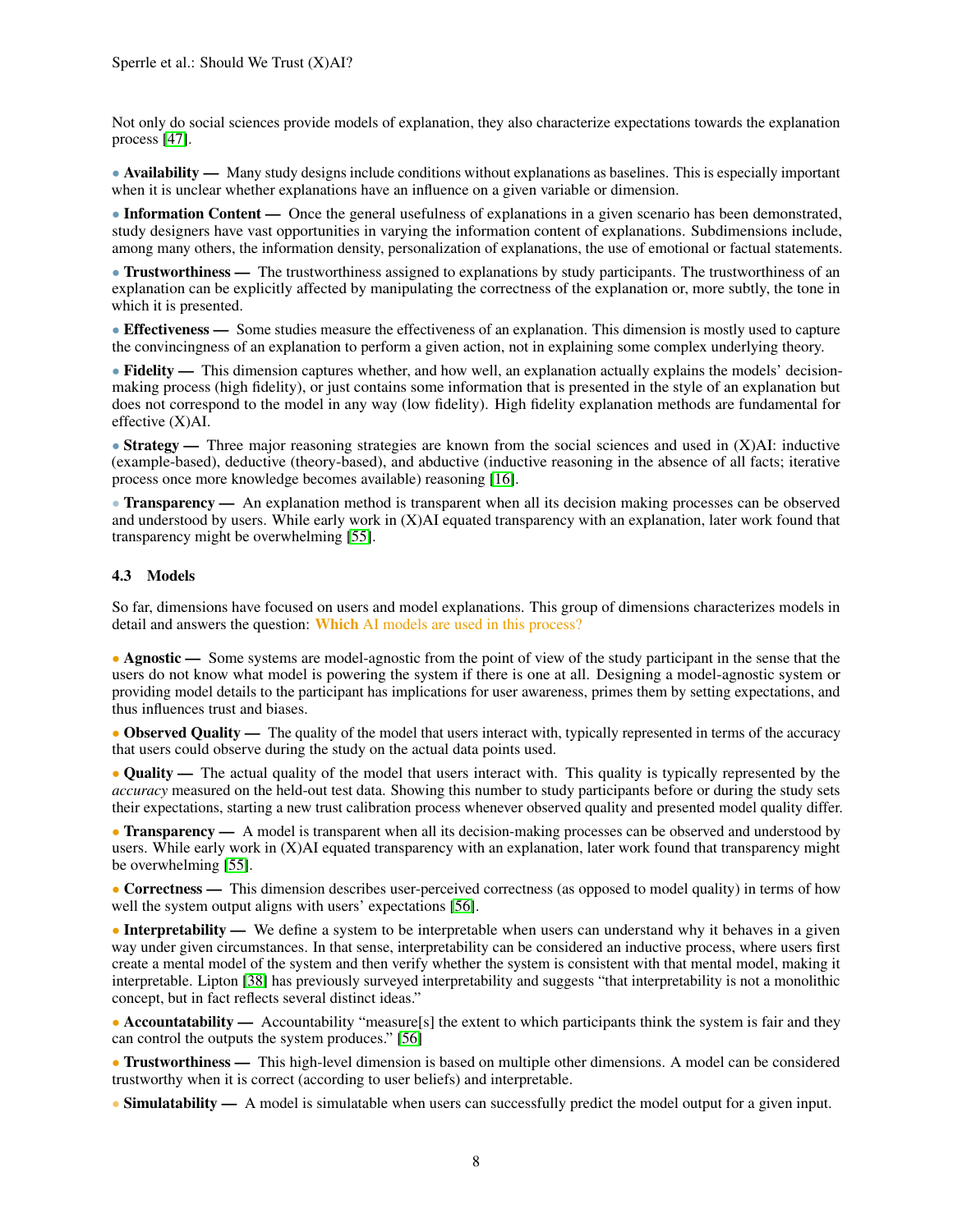Not only do social sciences provide models of explanation, they also characterize expectations towards the explanation process [47].

- **Availability —** Many study designs include conditions without explanations as baselines. This is especially important when it is unclear whether explanations have an influence on a given variable or dimension.

- **Information Content —** Once the general usefulness of explanations in a given scenario has been demonstrated, study designers have vast opportunities in varying the information content of explanations. Subdimensions include, among many others, the information density, personalization of explanations, the use of emotional or factual statements.

- **Trustworthiness —** The trustworthiness assigned to explanations by study participants. The trustworthiness of an explanation can be explicitly affected by manipulating the correctness of the explanation or, more subtly, the tone in which it is presented.

- **Effectiveness —** Some studies measure the effectiveness of an explanation. This dimension is mostly used to capture the convincingness of an explanation to perform a given action, not in explaining some complex underlying theory.

- **Fidelity —** This dimension captures whether, and how well, an explanation actually explains the models' decision-making process (high fidelity), or just contains some information that is presented in the style of an explanation but does not correspond to the model in any way (low fidelity). High fidelity explanation methods are fundamental for effective (X)AI.

- **Strategy —** Three major reasoning strategies are known from the social sciences and used in (X)AI: inductive (example-based), deductive (theory-based), and abductive (inductive reasoning in the absence of all facts; iterative process once more knowledge becomes available) reasoning [16].

- **Transparency —** An explanation method is transparent when all its decision making processes can be observed and understood by users. While early work in (X)AI equated transparency with an explanation, later work found that transparency might be overwhelming [55].

### 4.3 Models

So far, dimensions have focused on users and model explanations. This group of dimensions characterizes models in detail and answers the question: **Which** AI models are used in this process?

- **Agnostic —** Some systems are model-agnostic from the point of view of the study participant in the sense that the users do not know what model is powering the system if there is one at all. Designing a model-agnostic system or providing model details to the participant has implications for user awareness, primes them by setting expectations, and thus influences trust and biases.

- **Observed Quality —** The quality of the model that users interact with, typically represented in terms of the accuracy that users could observe during the study on the actual data points used.

- **Quality —** The actual quality of the model that users interact with. This quality is typically represented by the *accuracy* measured on the held-out test data. Showing this number to study participants before or during the study sets their expectations, starting a new trust calibration process whenever observed quality and presented model quality differ.

- **Transparency —** A model is transparent when all its decision-making processes can be observed and understood by users. While early work in (X)AI equated transparency with an explanation, later work found that transparency might be overwhelming [55].

- **Correctness —** This dimension describes user-perceived correctness (as opposed to model quality) in terms of how well the system output aligns with users' expectations [56].

- **Interpretability —** We define a system to be interpretable when users can understand why it behaves in a given way under given circumstances. In that sense, interpretability can be considered an inductive process, where users first create a mental model of the system and then verify whether the system is consistent with that mental model, making it interpretable. Lipton [38] has previously surveyed interpretability and suggests "that interpretability is not a monolithic concept, but in fact reflects several distinct ideas."

- **Accountatability —** Accountability "measure[s] the extent to which participants think the system is fair and they can control the outputs the system produces." [56]

- **Trustworthiness —** This high-level dimension is based on multiple other dimensions. A model can be considered trustworthy when it is correct (according to user beliefs) and interpretable.

- **Simulatability —** A model is simulatable when users can successfully predict the model output for a given input.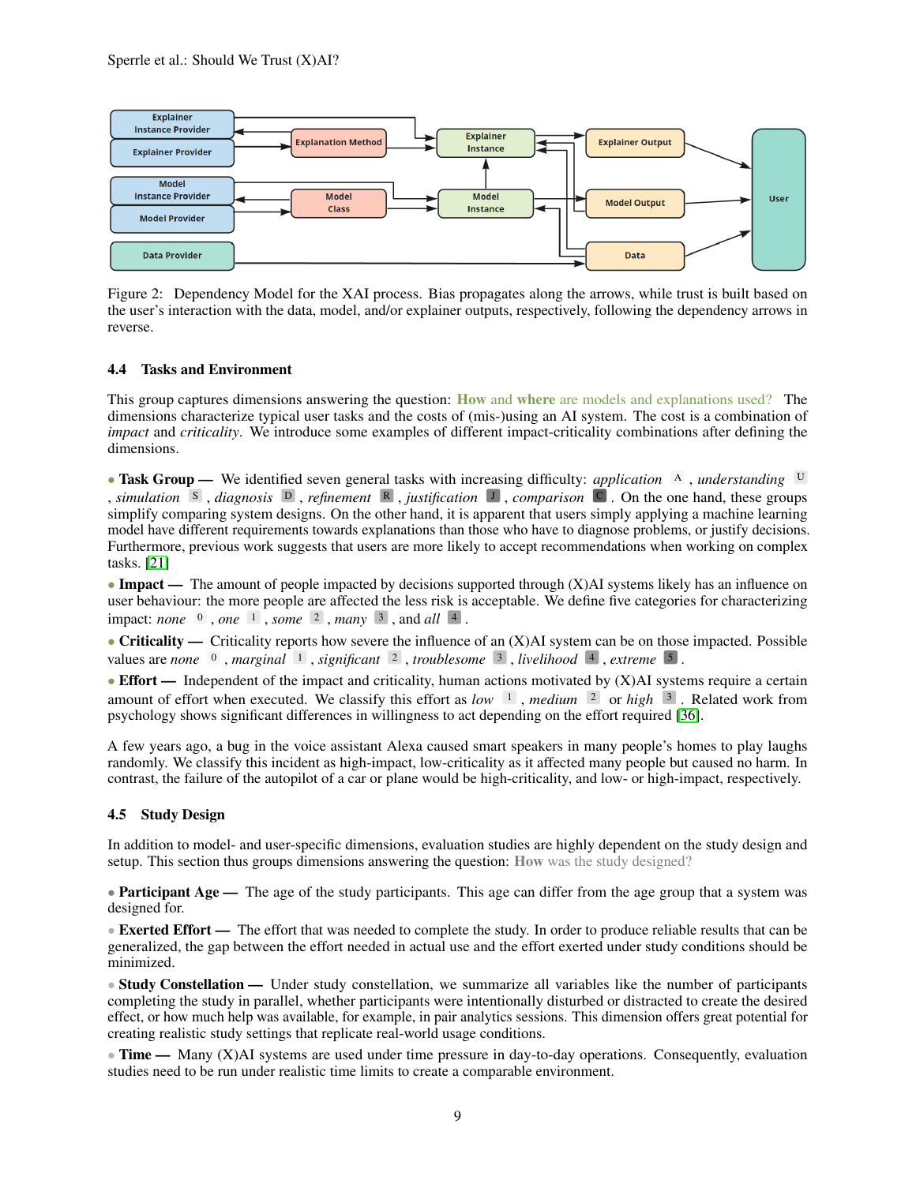Figure 2: Dependency Model for the XAI process. Bias propagates along the arrows, while trust is built based on the user's interaction with the data, model, and/or explainer outputs, respectively, following the dependency arrows in reverse.

### 4.4 Tasks and Environment

This group captures dimensions answering the question: **How** and **where** are models and explanations used? The dimensions characterize typical user tasks and the costs of (mis-)using an AI system. The cost is a combination of *impact* and *criticality*. We introduce some examples of different impact-criticality combinations after defining the dimensions.

- **Task Group —** We identified seven general tasks with increasing difficulty: *application* A , *understanding* U , *simulation* S , *diagnosis* D , *refinement* R , *justification* J , *comparison* C . On the one hand, these groups simplify comparing system designs. On the other hand, it is apparent that users simply applying a machine learning model have different requirements towards explanations than those who have to diagnose problems, or justify decisions. Furthermore, previous work suggests that users are more likely to accept recommendations when working on complex tasks. [21]
- **Impact —** The amount of people impacted by decisions supported through (X)AI systems likely has an influence on user behaviour: the more people are affected the less risk is acceptable. We define five categories for characterizing impact: *none* 0 , *one* 1 , *some* 2 , *many* 3 , and *all* 4 .
- **Criticality —** Criticality reports how severe the influence of an (X)AI system can be on those impacted. Possible values are *none* 0 , *marginal* 1 , *significant* 2 , *troublesome* 3 , *livelihood* 4 , *extreme* 5 .
- **Effort —** Independent of the impact and criticality, human actions motivated by (X)AI systems require a certain amount of effort when executed. We classify this effort as *low* 1 , *medium* 2 or *high* 3 . Related work from psychology shows significant differences in willingness to act depending on the effort required [36].

A few years ago, a bug in the voice assistant Alexa caused smart speakers in many people's homes to play laughs randomly. We classify this incident as high-impact, low-criticality as it affected many people but caused no harm. In contrast, the failure of the autopilot of a car or plane would be high-criticality, and low- or high-impact, respectively.

### 4.5 Study Design

In addition to model- and user-specific dimensions, evaluation studies are highly dependent on the study design and setup. This section thus groups dimensions answering the question: **How** was the study designed?

- **Participant Age —** The age of the study participants. This age can differ from the age group that a system was designed for.
- **Exerted Effort —** The effort that was needed to complete the study. In order to produce reliable results that can be generalized, the gap between the effort needed in actual use and the effort exerted under study conditions should be minimized.
- **Study Constellation —** Under study constellation, we summarize all variables like the number of participants completing the study in parallel, whether participants were intentionally disturbed or distracted to create the desired effect, or how much help was available, for example, in pair analytics sessions. This dimension offers great potential for creating realistic study settings that replicate real-world usage conditions.
- **Time —** Many (X)AI systems are used under time pressure in day-to-day operations. Consequently, evaluation studies need to be run under realistic time limits to create a comparable environment.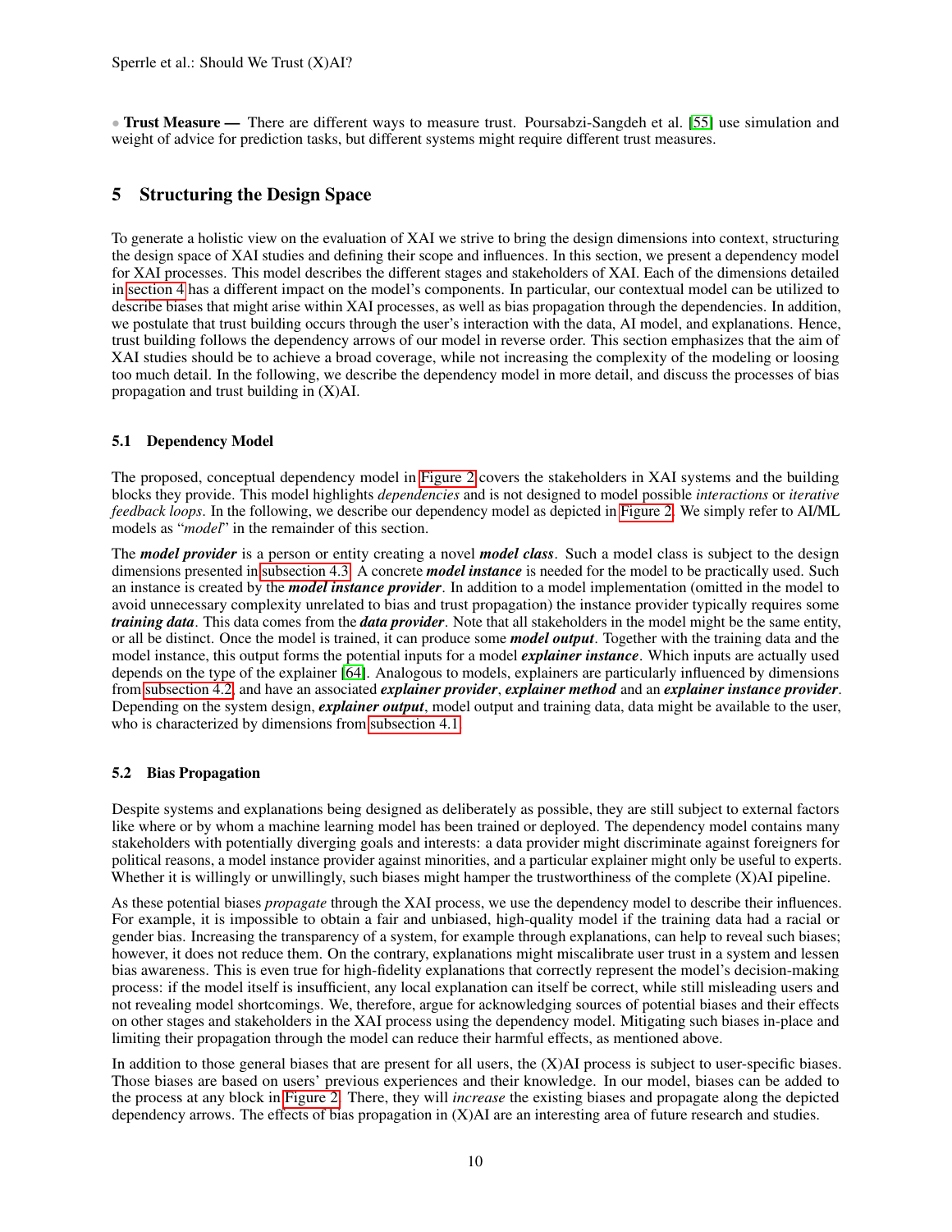• **Trust Measure —** There are different ways to measure trust. Poursabzi-Sangdeh et al. [55] use simulation and weight of advice for prediction tasks, but different systems might require different trust measures.

## 5 Structuring the Design Space

To generate a holistic view on the evaluation of XAI we strive to bring the design dimensions into context, structuring the design space of XAI studies and defining their scope and influences. In this section, we present a dependency model for XAI processes. This model describes the different stages and stakeholders of XAI. Each of the dimensions detailed in section 4 has a different impact on the model's components. In particular, our contextual model can be utilized to describe biases that might arise within XAI processes, as well as bias propagation through the dependencies. In addition, we postulate that trust building occurs through the user's interaction with the data, AI model, and explanations. Hence, trust building follows the dependency arrows of our model in reverse order. This section emphasizes that the aim of XAI studies should be to achieve a broad coverage, while not increasing the complexity of the modeling or loosing too much detail. In the following, we describe the dependency model in more detail, and discuss the processes of bias propagation and trust building in (X)AI.

### 5.1 Dependency Model

The proposed, conceptual dependency model in Figure 2 covers the stakeholders in XAI systems and the building blocks they provide. This model highlights *dependencies* and is not designed to model possible *interactions* or *iterative feedback loops*. In the following, we describe our dependency model as depicted in Figure 2. We simply refer to AI/ML models as "*model*" in the remainder of this section.

The ***model provider*** is a person or entity creating a novel ***model class***. Such a model class is subject to the design dimensions presented in subsection 4.3. A concrete ***model instance*** is needed for the model to be practically used. Such an instance is created by the ***model instance provider***. In addition to a model implementation (omitted in the model to avoid unnecessary complexity unrelated to bias and trust propagation) the instance provider typically requires some ***training data***. This data comes from the ***data provider***. Note that all stakeholders in the model might be the same entity, or all be distinct. Once the model is trained, it can produce some ***model output***. Together with the training data and the model instance, this output forms the potential inputs for a model ***explainer instance***. Which inputs are actually used depends on the type of the explainer [64]. Analogous to models, explainers are particularly influenced by dimensions from subsection 4.2, and have an associated ***explainer provider***, ***explainer method*** and an ***explainer instance provider***. Depending on the system design, ***explainer output***, model output and training data, data might be available to the user, who is characterized by dimensions from subsection 4.1.

### 5.2 Bias Propagation

Despite systems and explanations being designed as deliberately as possible, they are still subject to external factors like where or by whom a machine learning model has been trained or deployed. The dependency model contains many stakeholders with potentially diverging goals and interests: a data provider might discriminate against foreigners for political reasons, a model instance provider against minorities, and a particular explainer might only be useful to experts. Whether it is willingly or unwillingly, such biases might hamper the trustworthiness of the complete (X)AI pipeline.

As these potential biases *propagate* through the XAI process, we use the dependency model to describe their influences. For example, it is impossible to obtain a fair and unbiased, high-quality model if the training data had a racial or gender bias. Increasing the transparency of a system, for example through explanations, can help to reveal such biases; however, it does not reduce them. On the contrary, explanations might miscalibrate user trust in a system and lessen bias awareness. This is even true for high-fidelity explanations that correctly represent the model's decision-making process: if the model itself is insufficient, any local explanation can itself be correct, while still misleading users and not revealing model shortcomings. We, therefore, argue for acknowledging sources of potential biases and their effects on other stages and stakeholders in the XAI process using the dependency model. Mitigating such biases in-place and limiting their propagation through the model can reduce their harmful effects, as mentioned above.

In addition to those general biases that are present for all users, the (X)AI process is subject to user-specific biases. Those biases are based on users' previous experiences and their knowledge. In our model, biases can be added to the process at any block in Figure 2. There, they will *increase* the existing biases and propagate along the depicted dependency arrows. The effects of bias propagation in (X)AI are an interesting area of future research and studies.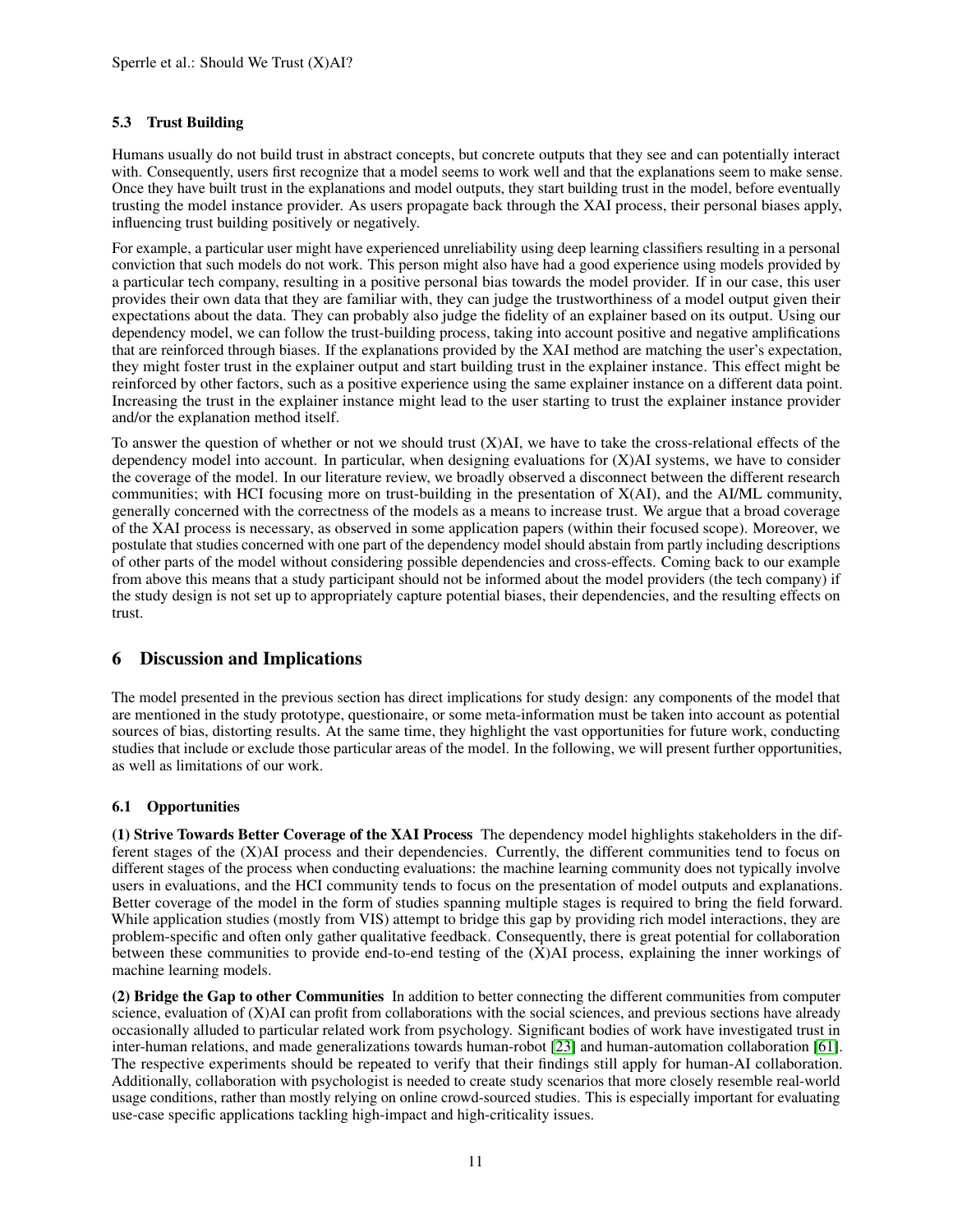### 5.3 Trust Building

Humans usually do not build trust in abstract concepts, but concrete outputs that they see and can potentially interact with. Consequently, users first recognize that a model seems to work well and that the explanations seem to make sense. Once they have built trust in the explanations and model outputs, they start building trust in the model, before eventually trusting the model instance provider. As users propagate back through the XAI process, their personal biases apply, influencing trust building positively or negatively.

For example, a particular user might have experienced unreliability using deep learning classifiers resulting in a personal conviction that such models do not work. This person might also have had a good experience using models provided by a particular tech company, resulting in a positive personal bias towards the model provider. If in our case, this user provides their own data that they are familiar with, they can judge the trustworthiness of a model output given their expectations about the data. They can probably also judge the fidelity of an explainer based on its output. Using our dependency model, we can follow the trust-building process, taking into account positive and negative amplifications that are reinforced through biases. If the explanations provided by the XAI method are matching the user's expectation, they might foster trust in the explainer output and start building trust in the explainer instance. This effect might be reinforced by other factors, such as a positive experience using the same explainer instance on a different data point. Increasing the trust in the explainer instance might lead to the user starting to trust the explainer instance provider and/or the explanation method itself.

To answer the question of whether or not we should trust (X)AI, we have to take the cross-relational effects of the dependency model into account. In particular, when designing evaluations for (X)AI systems, we have to consider the coverage of the model. In our literature review, we broadly observed a disconnect between the different research communities; with HCI focusing more on trust-building in the presentation of X(AI), and the AI/ML community, generally concerned with the correctness of the models as a means to increase trust. We argue that a broad coverage of the XAI process is necessary, as observed in some application papers (within their focused scope). Moreover, we postulate that studies concerned with one part of the dependency model should abstain from partly including descriptions of other parts of the model without considering possible dependencies and cross-effects. Coming back to our example from above this means that a study participant should not be informed about the model providers (the tech company) if the study design is not set up to appropriately capture potential biases, their dependencies, and the resulting effects on trust.

## 6 Discussion and Implications

The model presented in the previous section has direct implications for study design: any components of the model that are mentioned in the study prototype, questionaire, or some meta-information must be taken into account as potential sources of bias, distorting results. At the same time, they highlight the vast opportunities for future work, conducting studies that include or exclude those particular areas of the model. In the following, we will present further opportunities, as well as limitations of our work.

### 6.1 Opportunities

**(1) Strive Towards Better Coverage of the XAI Process** The dependency model highlights stakeholders in the different stages of the (X)AI process and their dependencies. Currently, the different communities tend to focus on different stages of the process when conducting evaluations: the machine learning community does not typically involve users in evaluations, and the HCI community tends to focus on the presentation of model outputs and explanations. Better coverage of the model in the form of studies spanning multiple stages is required to bring the field forward. While application studies (mostly from VIS) attempt to bridge this gap by providing rich model interactions, they are problem-specific and often only gather qualitative feedback. Consequently, there is great potential for collaboration between these communities to provide end-to-end testing of the (X)AI process, explaining the inner workings of machine learning models.

**(2) Bridge the Gap to other Communities** In addition to better connecting the different communities from computer science, evaluation of (X)AI can profit from collaborations with the social sciences, and previous sections have already occasionally alluded to particular related work from psychology. Significant bodies of work have investigated trust in inter-human relations, and made generalizations towards human-robot [23] and human-automation collaboration [61]. The respective experiments should be repeated to verify that their findings still apply for human-AI collaboration. Additionally, collaboration with psychologist is needed to create study scenarios that more closely resemble real-world usage conditions, rather than mostly relying on online crowd-sourced studies. This is especially important for evaluating use-case specific applications tackling high-impact and high-criticality issues.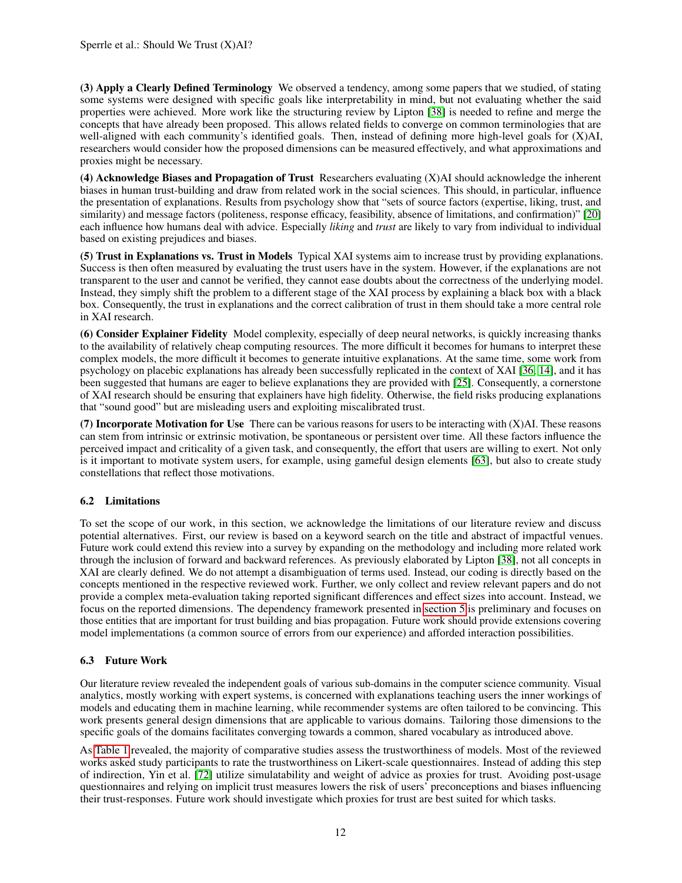**(3) Apply a Clearly Defined Terminology** We observed a tendency, among some papers that we studied, of stating some systems were designed with specific goals like interpretability in mind, but not evaluating whether the said properties were achieved. More work like the structuring review by Lipton [38] is needed to refine and merge the concepts that have already been proposed. This allows related fields to converge on common terminologies that are well-aligned with each community's identified goals. Then, instead of defining more high-level goals for (X)AI, researchers would consider how the proposed dimensions can be measured effectively, and what approximations and proxies might be necessary.

**(4) Acknowledge Biases and Propagation of Trust** Researchers evaluating (X)AI should acknowledge the inherent biases in human trust-building and draw from related work in the social sciences. This should, in particular, influence the presentation of explanations. Results from psychology show that "sets of source factors (expertise, liking, trust, and similarity) and message factors (politeness, response efficacy, feasibility, absence of limitations, and confirmation)" [20] each influence how humans deal with advice. Especially *liking* and *trust* are likely to vary from individual to individual based on existing prejudices and biases.

**(5) Trust in Explanations vs. Trust in Models** Typical XAI systems aim to increase trust by providing explanations. Success is then often measured by evaluating the trust users have in the system. However, if the explanations are not transparent to the user and cannot be verified, they cannot ease doubts about the correctness of the underlying model. Instead, they simply shift the problem to a different stage of the XAI process by explaining a black box with a black box. Consequently, the trust in explanations and the correct calibration of trust in them should take a more central role in XAI research.

**(6) Consider Explainer Fidelity** Model complexity, especially of deep neural networks, is quickly increasing thanks to the availability of relatively cheap computing resources. The more difficult it becomes for humans to interpret these complex models, the more difficult it becomes to generate intuitive explanations. At the same time, some work from psychology on placebic explanations has already been successfully replicated in the context of XAI [36, 14], and it has been suggested that humans are eager to believe explanations they are provided with [25]. Consequently, a cornerstone of XAI research should be ensuring that explainers have high fidelity. Otherwise, the field risks producing explanations that "sound good" but are misleading users and exploiting miscalibrated trust.

**(7) Incorporate Motivation for Use** There can be various reasons for users to be interacting with (X)AI. These reasons can stem from intrinsic or extrinsic motivation, be spontaneous or persistent over time. All these factors influence the perceived impact and criticality of a given task, and consequently, the effort that users are willing to exert. Not only is it important to motivate system users, for example, using gameful design elements [63], but also to create study constellations that reflect those motivations.

### 6.2 Limitations

To set the scope of our work, in this section, we acknowledge the limitations of our literature review and discuss potential alternatives. First, our review is based on a keyword search on the title and abstract of impactful venues. Future work could extend this review into a survey by expanding on the methodology and including more related work through the inclusion of forward and backward references. As previously elaborated by Lipton [38], not all concepts in XAI are clearly defined. We do not attempt a disambiguation of terms used. Instead, our coding is directly based on the concepts mentioned in the respective reviewed work. Further, we only collect and review relevant papers and do not provide a complex meta-evaluation taking reported significant differences and effect sizes into account. Instead, we focus on the reported dimensions. The dependency framework presented in section 5 is preliminary and focuses on those entities that are important for trust building and bias propagation. Future work should provide extensions covering model implementations (a common source of errors from our experience) and afforded interaction possibilities.

### 6.3 Future Work

Our literature review revealed the independent goals of various sub-domains in the computer science community. Visual analytics, mostly working with expert systems, is concerned with explanations teaching users the inner workings of models and educating them in machine learning, while recommender systems are often tailored to be convincing. This work presents general design dimensions that are applicable to various domains. Tailoring those dimensions to the specific goals of the domains facilitates converging towards a common, shared vocabulary as introduced above.

As Table 1 revealed, the majority of comparative studies assess the trustworthiness of models. Most of the reviewed works asked study participants to rate the trustworthiness on Likert-scale questionnaires. Instead of adding this step of indirection, Yin et al. [72] utilize simulatability and weight of advice as proxies for trust. Avoiding post-usage questionnaires and relying on implicit trust measures lowers the risk of users' preconceptions and biases influencing their trust-responses. Future work should investigate which proxies for trust are best suited for which tasks.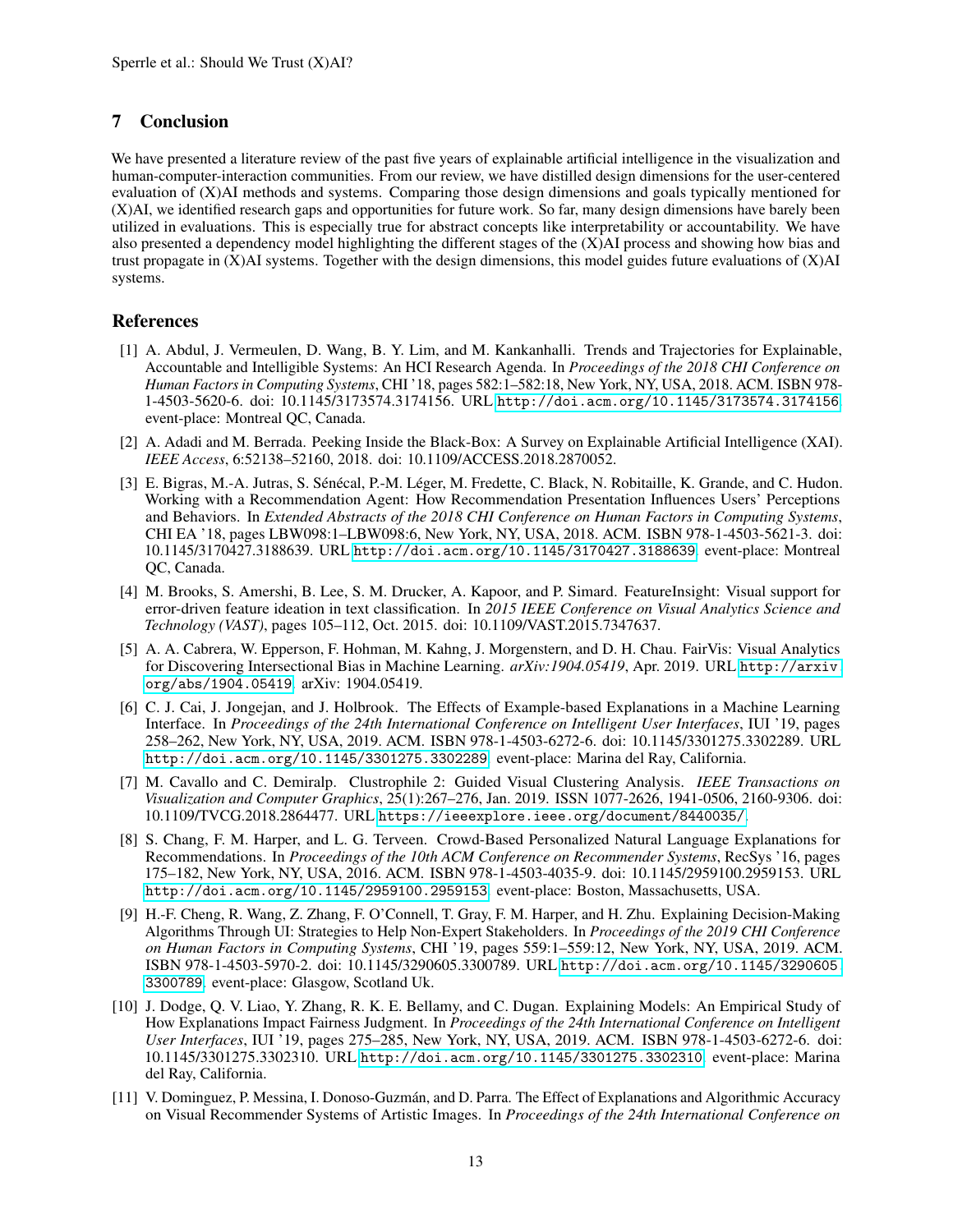## 7 Conclusion

We have presented a literature review of the past five years of explainable artificial intelligence in the visualization and human-computer-interaction communities. From our review, we have distilled design dimensions for the user-centered evaluation of (X)AI methods and systems. Comparing those design dimensions and goals typically mentioned for (X)AI, we identified research gaps and opportunities for future work. So far, many design dimensions have barely been utilized in evaluations. This is especially true for abstract concepts like interpretability or accountability. We have also presented a dependency model highlighting the different stages of the (X)AI process and showing how bias and trust propagate in (X)AI systems. Together with the design dimensions, this model guides future evaluations of (X)AI systems.

## References

[1] A. Abdul, J. Vermeulen, D. Wang, B. Y. Lim, and M. Kankanhalli. Trends and Trajectories for Explainable, Accountable and Intelligible Systems: An HCI Research Agenda. In *Proceedings of the 2018 CHI Conference on Human Factors in Computing Systems*, CHI '18, pages 582:1–582:18, New York, NY, USA, 2018. ACM. ISBN 978-1-4503-5620-6. doi: 10.1145/3173574.3174156. URL http://doi.acm.org/10.1145/3173574.3174156. event-place: Montreal QC, Canada.

[2] A. Adadi and M. Berrada. Peeking Inside the Black-Box: A Survey on Explainable Artificial Intelligence (XAI). *IEEE Access*, 6:52138–52160, 2018. doi: 10.1109/ACCESS.2018.2870052.

[3] E. Bigras, M.-A. Jutras, S. Sénécal, P.-M. Léger, M. Fredette, C. Black, N. Robitaille, K. Grande, and C. Hudon. Working with a Recommendation Agent: How Recommendation Presentation Influences Users' Perceptions and Behaviors. In *Extended Abstracts of the 2018 CHI Conference on Human Factors in Computing Systems*, CHI EA '18, pages LBW098:1–LBW098:6, New York, NY, USA, 2018. ACM. ISBN 978-1-4503-5621-3. doi: 10.1145/3170427.3188639. URL http://doi.acm.org/10.1145/3170427.3188639. event-place: Montreal QC, Canada.

[4] M. Brooks, S. Amershi, B. Lee, S. M. Drucker, A. Kapoor, and P. Simard. FeatureInsight: Visual support for error-driven feature ideation in text classification. In *2015 IEEE Conference on Visual Analytics Science and Technology (VAST)*, pages 105–112, Oct. 2015. doi: 10.1109/VAST.2015.7347637.

[5] A. A. Cabrera, W. Epperson, F. Hohman, M. Kahng, J. Morgenstern, and D. H. Chau. FairVis: Visual Analytics for Discovering Intersectional Bias in Machine Learning. *arXiv:1904.05419*, Apr. 2019. URL http://arxiv.org/abs/1904.05419. arXiv: 1904.05419.

[6] C. J. Cai, J. Jongejan, and J. Holbrook. The Effects of Example-based Explanations in a Machine Learning Interface. In *Proceedings of the 24th International Conference on Intelligent User Interfaces*, IUI '19, pages 258–262, New York, NY, USA, 2019. ACM. ISBN 978-1-4503-6272-6. doi: 10.1145/3301275.3302289. URL http://doi.acm.org/10.1145/3301275.3302289. event-place: Marina del Ray, California.

[7] M. Cavallo and C. Demiralp. Clustrophile 2: Guided Visual Clustering Analysis. *IEEE Transactions on Visualization and Computer Graphics*, 25(1):267–276, Jan. 2019. ISSN 1077-2626, 1941-0506, 2160-9306. doi: 10.1109/TVCG.2018.2864477. URL https://ieeexplore.ieee.org/document/8440035/.

[8] S. Chang, F. M. Harper, and L. G. Terveen. Crowd-Based Personalized Natural Language Explanations for Recommendations. In *Proceedings of the 10th ACM Conference on Recommender Systems*, RecSys '16, pages 175–182, New York, NY, USA, 2016. ACM. ISBN 978-1-4503-4035-9. doi: 10.1145/2959100.2959153. URL http://doi.acm.org/10.1145/2959100.2959153. event-place: Boston, Massachusetts, USA.

[9] H.-F. Cheng, R. Wang, Z. Zhang, F. O'Connell, T. Gray, F. M. Harper, and H. Zhu. Explaining Decision-Making Algorithms Through UI: Strategies to Help Non-Expert Stakeholders. In *Proceedings of the 2019 CHI Conference on Human Factors in Computing Systems*, CHI '19, pages 559:1–559:12, New York, NY, USA, 2019. ACM. ISBN 978-1-4503-5970-2. doi: 10.1145/3290605.3300789. URL http://doi.acm.org/10.1145/3290605.3300789. event-place: Glasgow, Scotland Uk.

[10] J. Dodge, Q. V. Liao, Y. Zhang, R. K. E. Bellamy, and C. Dugan. Explaining Models: An Empirical Study of How Explanations Impact Fairness Judgment. In *Proceedings of the 24th International Conference on Intelligent User Interfaces*, IUI '19, pages 275–285, New York, NY, USA, 2019. ACM. ISBN 978-1-4503-6272-6. doi: 10.1145/3301275.3302310. URL http://doi.acm.org/10.1145/3301275.3302310. event-place: Marina del Ray, California.

[11] V. Dominguez, P. Messina, I. Donoso-Guzmán, and D. Parra. The Effect of Explanations and Algorithmic Accuracy on Visual Recommender Systems of Artistic Images. In *Proceedings of the 24th International Conference on*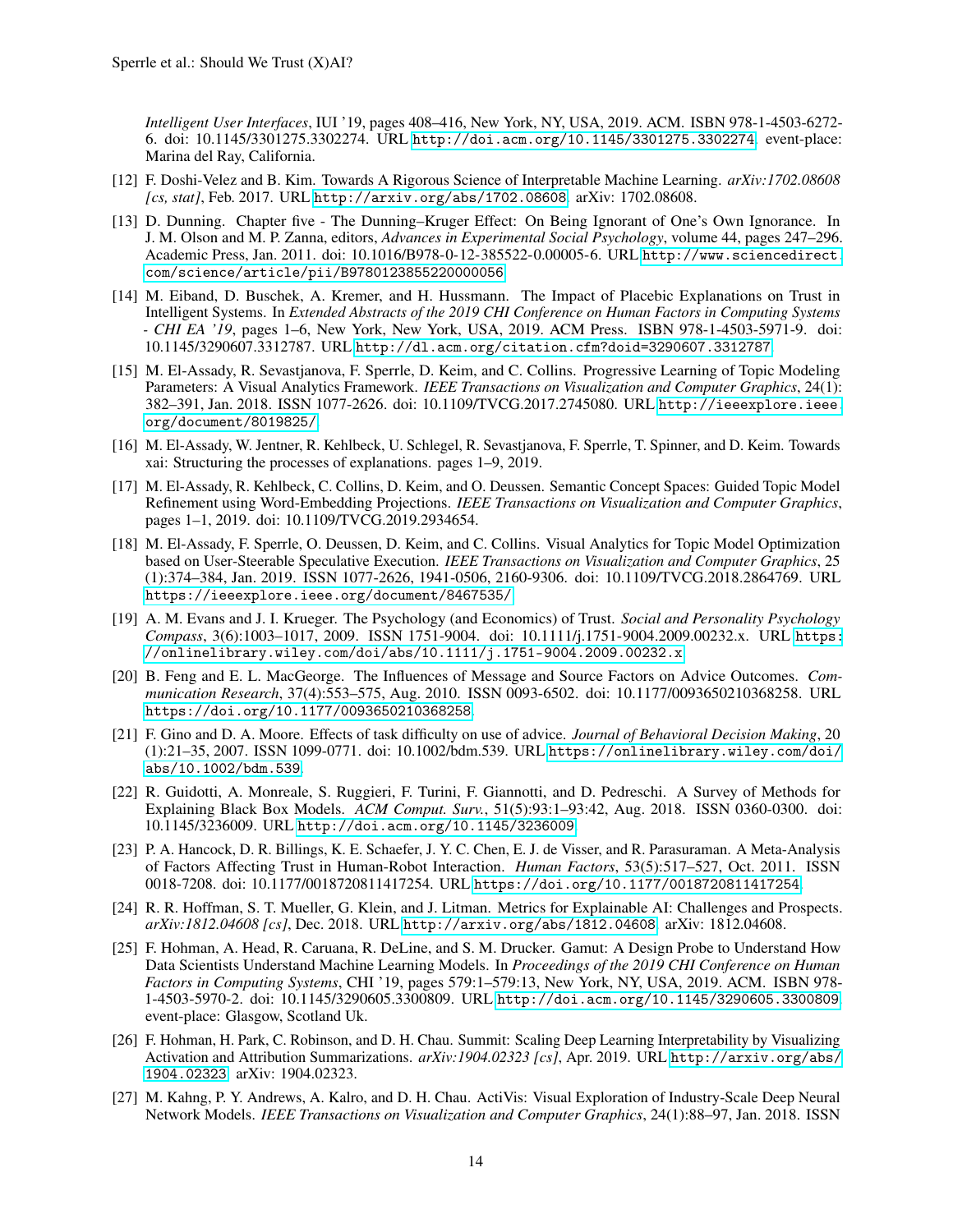*Intelligent User Interfaces*, IUI '19, pages 408–416, New York, NY, USA, 2019. ACM. ISBN 978-1-4503-6272-6. doi: 10.1145/3301275.3302274. URL http://doi.acm.org/10.1145/3301275.3302274. event-place: Marina del Ray, California.

[12] F. Doshi-Velez and B. Kim. Towards A Rigorous Science of Interpretable Machine Learning. *arXiv:1702.08608 [cs, stat]*, Feb. 2017. URL http://arxiv.org/abs/1702.08608. arXiv: 1702.08608.

[13] D. Dunning. Chapter five - The Dunning–Kruger Effect: On Being Ignorant of One's Own Ignorance. In J. M. Olson and M. P. Zanna, editors, *Advances in Experimental Social Psychology*, volume 44, pages 247–296. Academic Press, Jan. 2011. doi: 10.1016/B978-0-12-385522-0.00005-6. URL http://www.sciencedirect.com/science/article/pii/B9780123855220000056.

[14] M. Eiband, D. Buschek, A. Kremer, and H. Hussmann. The Impact of Placebic Explanations on Trust in Intelligent Systems. In *Extended Abstracts of the 2019 CHI Conference on Human Factors in Computing Systems - CHI EA '19*, pages 1–6, New York, New York, USA, 2019. ACM Press. ISBN 978-1-4503-5971-9. doi: 10.1145/3290607.3312787. URL http://dl.acm.org/citation.cfm?doid=3290607.3312787.

[15] M. El-Assady, R. Sevastjanova, F. Sperrle, D. Keim, and C. Collins. Progressive Learning of Topic Modeling Parameters: A Visual Analytics Framework. *IEEE Transactions on Visualization and Computer Graphics*, 24(1): 382–391, Jan. 2018. ISSN 1077-2626. doi: 10.1109/TVCG.2017.2745080. URL http://ieeexplore.ieee.org/document/8019825/.

[16] M. El-Assady, W. Jentner, R. Kehlbeck, U. Schlegel, R. Sevastjanova, F. Sperrle, T. Spinner, and D. Keim. Towards xai: Structuring the processes of explanations. pages 1–9, 2019.

[17] M. El-Assady, R. Kehlbeck, C. Collins, D. Keim, and O. Deussen. Semantic Concept Spaces: Guided Topic Model Refinement using Word-Embedding Projections. *IEEE Transactions on Visualization and Computer Graphics*, pages 1–1, 2019. doi: 10.1109/TVCG.2019.2934654.

[18] M. El-Assady, F. Sperrle, O. Deussen, D. Keim, and C. Collins. Visual Analytics for Topic Model Optimization based on User-Steerable Speculative Execution. *IEEE Transactions on Visualization and Computer Graphics*, 25 (1):374–384, Jan. 2019. ISSN 1077-2626, 1941-0506, 2160-9306. doi: 10.1109/TVCG.2018.2864769. URL https://ieeexplore.ieee.org/document/8467535/.

[19] A. M. Evans and J. I. Krueger. The Psychology (and Economics) of Trust. *Social and Personality Psychology Compass*, 3(6):1003–1017, 2009. ISSN 1751-9004. doi: 10.1111/j.1751-9004.2009.00232.x. URL https://onlinelibrary.wiley.com/doi/abs/10.1111/j.1751-9004.2009.00232.x.

[20] B. Feng and E. L. MacGeorge. The Influences of Message and Source Factors on Advice Outcomes. *Communication Research*, 37(4):553–575, Aug. 2010. ISSN 0093-6502. doi: 10.1177/0093650210368258. URL https://doi.org/10.1177/0093650210368258.

[21] F. Gino and D. A. Moore. Effects of task difficulty on use of advice. *Journal of Behavioral Decision Making*, 20 (1):21–35, 2007. ISSN 1099-0771. doi: 10.1002/bdm.539. URL https://onlinelibrary.wiley.com/doi/abs/10.1002/bdm.539.

[22] R. Guidotti, A. Monreale, S. Ruggieri, F. Turini, F. Giannotti, and D. Pedreschi. A Survey of Methods for Explaining Black Box Models. *ACM Comput. Surv.*, 51(5):93:1–93:42, Aug. 2018. ISSN 0360-0300. doi: 10.1145/3236009. URL http://doi.acm.org/10.1145/3236009.

[23] P. A. Hancock, D. R. Billings, K. E. Schaefer, J. Y. C. Chen, E. J. de Visser, and R. Parasuraman. A Meta-Analysis of Factors Affecting Trust in Human-Robot Interaction. *Human Factors*, 53(5):517–527, Oct. 2011. ISSN 0018-7208. doi: 10.1177/0018720811417254. URL https://doi.org/10.1177/0018720811417254.

[24] R. R. Hoffman, S. T. Mueller, G. Klein, and J. Litman. Metrics for Explainable AI: Challenges and Prospects. *arXiv:1812.04608 [cs]*, Dec. 2018. URL http://arxiv.org/abs/1812.04608. arXiv: 1812.04608.

[25] F. Hohman, A. Head, R. Caruana, R. DeLine, and S. M. Drucker. Gamut: A Design Probe to Understand How Data Scientists Understand Machine Learning Models. In *Proceedings of the 2019 CHI Conference on Human Factors in Computing Systems*, CHI '19, pages 579:1–579:13, New York, NY, USA, 2019. ACM. ISBN 978-1-4503-5970-2. doi: 10.1145/3290605.3300809. URL http://doi.acm.org/10.1145/3290605.3300809. event-place: Glasgow, Scotland Uk.

[26] F. Hohman, H. Park, C. Robinson, and D. H. Chau. Summit: Scaling Deep Learning Interpretability by Visualizing Activation and Attribution Summarizations. *arXiv:1904.02323 [cs]*, Apr. 2019. URL http://arxiv.org/abs/1904.02323. arXiv: 1904.02323.

[27] M. Kahng, P. Y. Andrews, A. Kalro, and D. H. Chau. ActiVis: Visual Exploration of Industry-Scale Deep Neural Network Models. *IEEE Transactions on Visualization and Computer Graphics*, 24(1):88–97, Jan. 2018. ISSN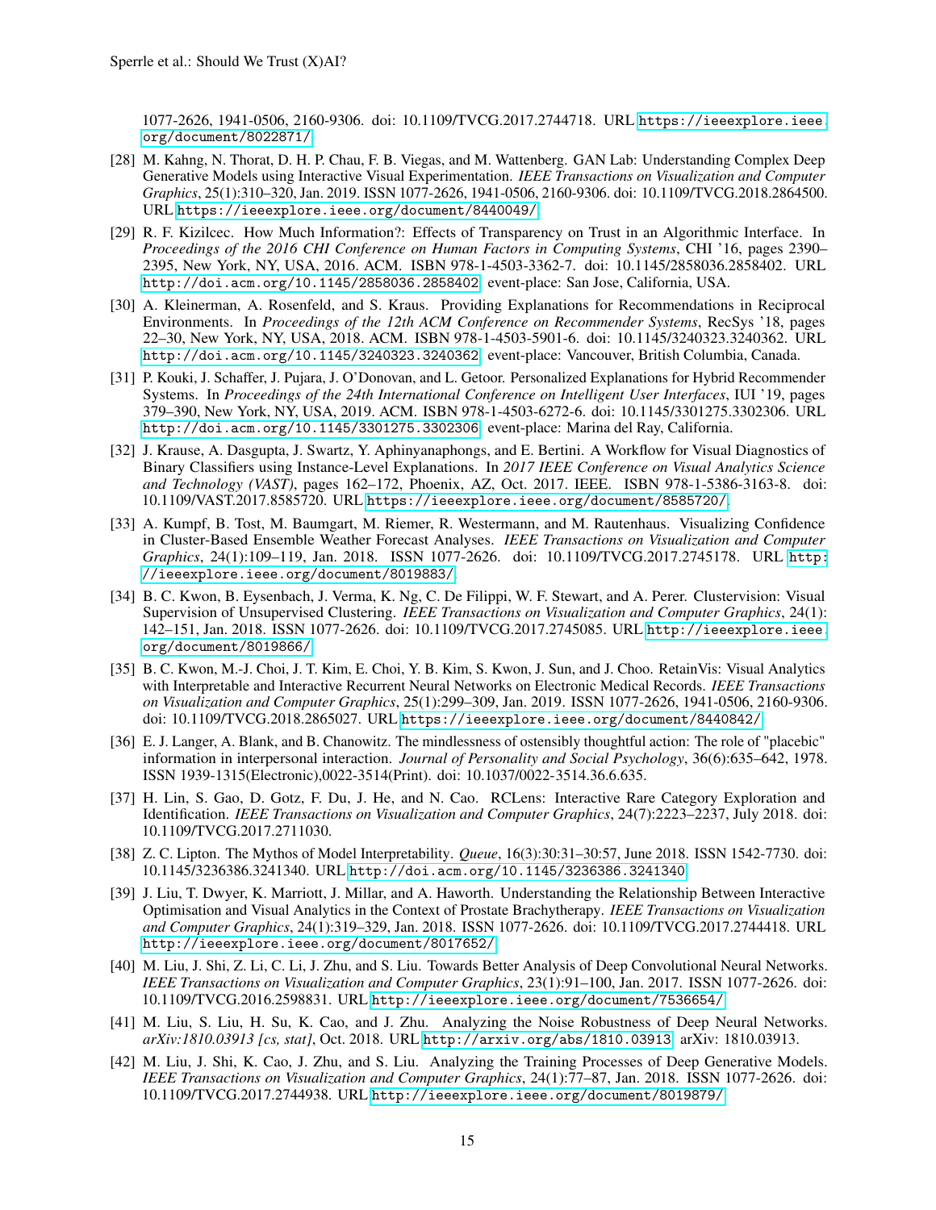1077-2626, 1941-0506, 2160-9306. doi: 10.1109/TVCG.2017.2744718. URL https://ieeexplore.ieee.org/document/8022871/.

[28] M. Kahng, N. Thorat, D. H. P. Chau, F. B. Viegas, and M. Wattenberg. GAN Lab: Understanding Complex Deep Generative Models using Interactive Visual Experimentation. *IEEE Transactions on Visualization and Computer Graphics*, 25(1):310–320, Jan. 2019. ISSN 1077-2626, 1941-0506, 2160-9306. doi: 10.1109/TVCG.2018.2864500. URL https://ieeexplore.ieee.org/document/8440049/.

[29] R. F. Kizilcec. How Much Information?: Effects of Transparency on Trust in an Algorithmic Interface. In *Proceedings of the 2016 CHI Conference on Human Factors in Computing Systems*, CHI '16, pages 2390–2395, New York, NY, USA, 2016. ACM. ISBN 978-1-4503-3362-7. doi: 10.1145/2858036.2858402. URL http://doi.acm.org/10.1145/2858036.2858402. event-place: San Jose, California, USA.

[30] A. Kleinerman, A. Rosenfeld, and S. Kraus. Providing Explanations for Recommendations in Reciprocal Environments. In *Proceedings of the 12th ACM Conference on Recommender Systems*, RecSys '18, pages 22–30, New York, NY, USA, 2018. ACM. ISBN 978-1-4503-5901-6. doi: 10.1145/3240323.3240362. URL http://doi.acm.org/10.1145/3240323.3240362. event-place: Vancouver, British Columbia, Canada.

[31] P. Kouki, J. Schaffer, J. Pujara, J. O'Donovan, and L. Getoor. Personalized Explanations for Hybrid Recommender Systems. In *Proceedings of the 24th International Conference on Intelligent User Interfaces*, IUI '19, pages 379–390, New York, NY, USA, 2019. ACM. ISBN 978-1-4503-6272-6. doi: 10.1145/3301275.3302306. URL http://doi.acm.org/10.1145/3301275.3302306. event-place: Marina del Ray, California.

[32] J. Krause, A. Dasgupta, J. Swartz, Y. Aphinyanaphongs, and E. Bertini. A Workflow for Visual Diagnostics of Binary Classifiers using Instance-Level Explanations. In *2017 IEEE Conference on Visual Analytics Science and Technology (VAST)*, pages 162–172, Phoenix, AZ, Oct. 2017. IEEE. ISBN 978-1-5386-3163-8. doi: 10.1109/VAST.2017.8585720. URL https://ieeexplore.ieee.org/document/8585720/.

[33] A. Kumpf, B. Tost, M. Baumgart, M. Riemer, R. Westermann, and M. Rautenhaus. Visualizing Confidence in Cluster-Based Ensemble Weather Forecast Analyses. *IEEE Transactions on Visualization and Computer Graphics*, 24(1):109–119, Jan. 2018. ISSN 1077-2626. doi: 10.1109/TVCG.2017.2745178. URL http://ieeexplore.ieee.org/document/8019883/.

[34] B. C. Kwon, B. Eysenbach, J. Verma, K. Ng, C. De Filippi, W. F. Stewart, and A. Perer. Clustervision: Visual Supervision of Unsupervised Clustering. *IEEE Transactions on Visualization and Computer Graphics*, 24(1): 142–151, Jan. 2018. ISSN 1077-2626. doi: 10.1109/TVCG.2017.2745085. URL http://ieeexplore.ieee.org/document/8019866/.

[35] B. C. Kwon, M.-J. Choi, J. T. Kim, E. Choi, Y. B. Kim, S. Kwon, J. Sun, and J. Choo. RetainVis: Visual Analytics with Interpretable and Interactive Recurrent Neural Networks on Electronic Medical Records. *IEEE Transactions on Visualization and Computer Graphics*, 25(1):299–309, Jan. 2019. ISSN 1077-2626, 1941-0506, 2160-9306. doi: 10.1109/TVCG.2018.2865027. URL https://ieeexplore.ieee.org/document/8440842/.

[36] E. J. Langer, A. Blank, and B. Chanowitz. The mindlessness of ostensibly thoughtful action: The role of "placebic" information in interpersonal interaction. *Journal of Personality and Social Psychology*, 36(6):635–642, 1978. ISSN 1939-1315(Electronic),0022-3514(Print). doi: 10.1037/0022-3514.36.6.635.

[37] H. Lin, S. Gao, D. Gotz, F. Du, J. He, and N. Cao. RCLens: Interactive Rare Category Exploration and Identification. *IEEE Transactions on Visualization and Computer Graphics*, 24(7):2223–2237, July 2018. doi: 10.1109/TVCG.2017.2711030.

[38] Z. C. Lipton. The Mythos of Model Interpretability. *Queue*, 16(3):30:31–30:57, June 2018. ISSN 1542-7730. doi: 10.1145/3236386.3241340. URL http://doi.acm.org/10.1145/3236386.3241340.

[39] J. Liu, T. Dwyer, K. Marriott, J. Millar, and A. Haworth. Understanding the Relationship Between Interactive Optimisation and Visual Analytics in the Context of Prostate Brachytherapy. *IEEE Transactions on Visualization and Computer Graphics*, 24(1):319–329, Jan. 2018. ISSN 1077-2626. doi: 10.1109/TVCG.2017.2744418. URL http://ieeexplore.ieee.org/document/8017652/.

[40] M. Liu, J. Shi, Z. Li, C. Li, J. Zhu, and S. Liu. Towards Better Analysis of Deep Convolutional Neural Networks. *IEEE Transactions on Visualization and Computer Graphics*, 23(1):91–100, Jan. 2017. ISSN 1077-2626. doi: 10.1109/TVCG.2016.2598831. URL http://ieeexplore.ieee.org/document/7536654/.

[41] M. Liu, S. Liu, H. Su, K. Cao, and J. Zhu. Analyzing the Noise Robustness of Deep Neural Networks. *arXiv:1810.03913 [cs, stat]*, Oct. 2018. URL http://arxiv.org/abs/1810.03913. arXiv: 1810.03913.

[42] M. Liu, J. Shi, K. Cao, J. Zhu, and S. Liu. Analyzing the Training Processes of Deep Generative Models. *IEEE Transactions on Visualization and Computer Graphics*, 24(1):77–87, Jan. 2018. ISSN 1077-2626. doi: 10.1109/TVCG.2017.2744938. URL http://ieeexplore.ieee.org/document/8019879/.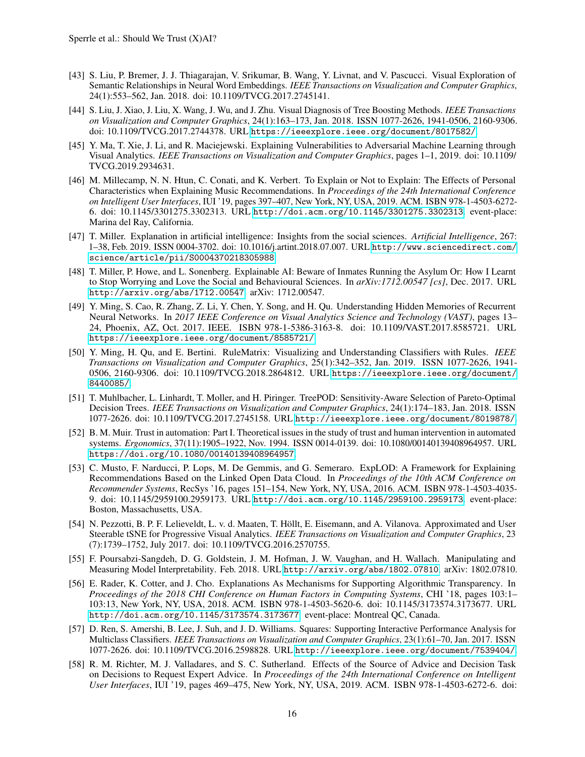[43] S. Liu, P. Bremer, J. J. Thiagarajan, V. Srikumar, B. Wang, Y. Livnat, and V. Pascucci. Visual Exploration of Semantic Relationships in Neural Word Embeddings. *IEEE Transactions on Visualization and Computer Graphics*, 24(1):553–562, Jan. 2018. doi: 10.1109/TVCG.2017.2745141.

[44] S. Liu, J. Xiao, J. Liu, X. Wang, J. Wu, and J. Zhu. Visual Diagnosis of Tree Boosting Methods. *IEEE Transactions on Visualization and Computer Graphics*, 24(1):163–173, Jan. 2018. ISSN 1077-2626, 1941-0506, 2160-9306. doi: 10.1109/TVCG.2017.2744378. URL `https://ieeexplore.ieee.org/document/8017582/`.

[45] Y. Ma, T. Xie, J. Li, and R. Maciejewski. Explaining Vulnerabilities to Adversarial Machine Learning through Visual Analytics. *IEEE Transactions on Visualization and Computer Graphics*, pages 1–1, 2019. doi: 10.1109/TVCG.2019.2934631.

[46] M. Millecamp, N. N. Htun, C. Conati, and K. Verbert. To Explain or Not to Explain: The Effects of Personal Characteristics when Explaining Music Recommendations. In *Proceedings of the 24th International Conference on Intelligent User Interfaces*, IUI '19, pages 397–407, New York, NY, USA, 2019. ACM. ISBN 978-1-4503-6272-6. doi: 10.1145/3301275.3302313. URL `http://doi.acm.org/10.1145/3301275.3302313`. event-place: Marina del Ray, California.

[47] T. Miller. Explanation in artificial intelligence: Insights from the social sciences. *Artificial Intelligence*, 267: 1–38, Feb. 2019. ISSN 0004-3702. doi: 10.1016/j.artint.2018.07.007. URL `http://www.sciencedirect.com/science/article/pii/S0004370218305988`.

[48] T. Miller, P. Howe, and L. Sonenberg. Explainable AI: Beware of Inmates Running the Asylum Or: How I Learnt to Stop Worrying and Love the Social and Behavioural Sciences. In *arXiv:1712.00547 [cs]*, Dec. 2017. URL `http://arxiv.org/abs/1712.00547`. arXiv: 1712.00547.

[49] Y. Ming, S. Cao, R. Zhang, Z. Li, Y. Chen, Y. Song, and H. Qu. Understanding Hidden Memories of Recurrent Neural Networks. In *2017 IEEE Conference on Visual Analytics Science and Technology (VAST)*, pages 13–24, Phoenix, AZ, Oct. 2017. IEEE. ISBN 978-1-5386-3163-8. doi: 10.1109/VAST.2017.8585721. URL `https://ieeexplore.ieee.org/document/8585721/`.

[50] Y. Ming, H. Qu, and E. Bertini. RuleMatrix: Visualizing and Understanding Classifiers with Rules. *IEEE Transactions on Visualization and Computer Graphics*, 25(1):342–352, Jan. 2019. ISSN 1077-2626, 1941-0506, 2160-9306. doi: 10.1109/TVCG.2018.2864812. URL `https://ieeexplore.ieee.org/document/8440085/`.

[51] T. Muhlbacher, L. Linhardt, T. Moller, and H. Piringer. TreePOD: Sensitivity-Aware Selection of Pareto-Optimal Decision Trees. *IEEE Transactions on Visualization and Computer Graphics*, 24(1):174–183, Jan. 2018. ISSN 1077-2626. doi: 10.1109/TVCG.2017.2745158. URL `http://ieeexplore.ieee.org/document/8019878/`.

[52] B. M. Muir. Trust in automation: Part I. Theoretical issues in the study of trust and human intervention in automated systems. *Ergonomics*, 37(11):1905–1922, Nov. 1994. ISSN 0014-0139. doi: 10.1080/00140139408964957. URL `https://doi.org/10.1080/00140139408964957`.

[53] C. Musto, F. Narducci, P. Lops, M. De Gemmis, and G. Semeraro. ExpLOD: A Framework for Explaining Recommendations Based on the Linked Open Data Cloud. In *Proceedings of the 10th ACM Conference on Recommender Systems*, RecSys '16, pages 151–154, New York, NY, USA, 2016. ACM. ISBN 978-1-4503-4035-9. doi: 10.1145/2959100.2959173. URL `http://doi.acm.org/10.1145/2959100.2959173`. event-place: Boston, Massachusetts, USA.

[54] N. Pezzotti, B. P. F. Lelieveldt, L. v. d. Maaten, T. Höllt, E. Eisemann, and A. Vilanova. Approximated and User Steerable tSNE for Progressive Visual Analytics. *IEEE Transactions on Visualization and Computer Graphics*, 23 (7):1739–1752, July 2017. doi: 10.1109/TVCG.2016.2570755.

[55] F. Poursabzi-Sangdeh, D. G. Goldstein, J. M. Hofman, J. W. Vaughan, and H. Wallach. Manipulating and Measuring Model Interpretability. Feb. 2018. URL `http://arxiv.org/abs/1802.07810`. arXiv: 1802.07810.

[56] E. Rader, K. Cotter, and J. Cho. Explanations As Mechanisms for Supporting Algorithmic Transparency. In *Proceedings of the 2018 CHI Conference on Human Factors in Computing Systems*, CHI '18, pages 103:1–103:13, New York, NY, USA, 2018. ACM. ISBN 978-1-4503-5620-6. doi: 10.1145/3173574.3173677. URL `http://doi.acm.org/10.1145/3173574.3173677`. event-place: Montreal QC, Canada.

[57] D. Ren, S. Amershi, B. Lee, J. Suh, and J. D. Williams. Squares: Supporting Interactive Performance Analysis for Multiclass Classifiers. *IEEE Transactions on Visualization and Computer Graphics*, 23(1):61–70, Jan. 2017. ISSN 1077-2626. doi: 10.1109/TVCG.2016.2598828. URL `http://ieeexplore.ieee.org/document/7539404/`.

[58] R. M. Richter, M. J. Valladares, and S. C. Sutherland. Effects of the Source of Advice and Decision Task on Decisions to Request Expert Advice. In *Proceedings of the 24th International Conference on Intelligent User Interfaces*, IUI '19, pages 469–475, New York, NY, USA, 2019. ACM. ISBN 978-1-4503-6272-6. doi: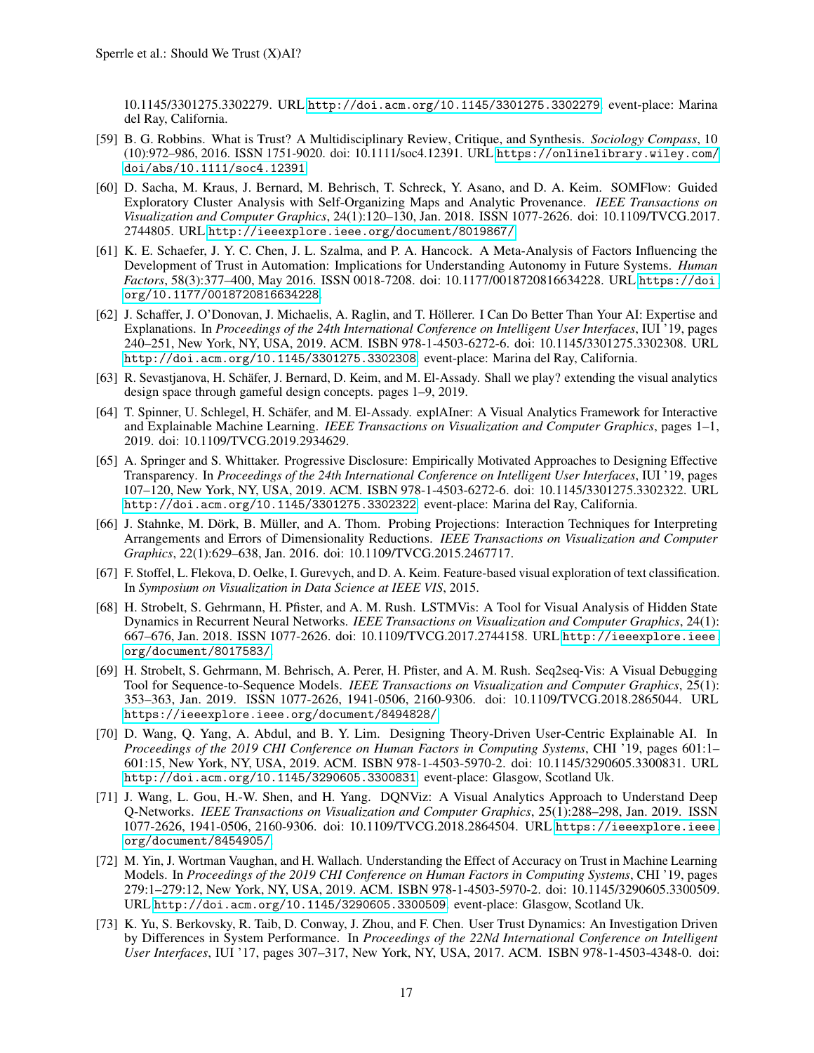10.1145/3301275.3302279. URL http://doi.acm.org/10.1145/3301275.3302279. event-place: Marina del Ray, California.

[59] B. G. Robbins. What is Trust? A Multidisciplinary Review, Critique, and Synthesis. *Sociology Compass*, 10 (10):972–986, 2016. ISSN 1751-9020. doi: 10.1111/soc4.12391. URL https://onlinelibrary.wiley.com/doi/abs/10.1111/soc4.12391.

[60] D. Sacha, M. Kraus, J. Bernard, M. Behrisch, T. Schreck, Y. Asano, and D. A. Keim. SOMFlow: Guided Exploratory Cluster Analysis with Self-Organizing Maps and Analytic Provenance. *IEEE Transactions on Visualization and Computer Graphics*, 24(1):120–130, Jan. 2018. ISSN 1077-2626. doi: 10.1109/TVCG.2017.2744805. URL http://ieeexplore.ieee.org/document/8019867/.

[61] K. E. Schaefer, J. Y. C. Chen, J. L. Szalma, and P. A. Hancock. A Meta-Analysis of Factors Influencing the Development of Trust in Automation: Implications for Understanding Autonomy in Future Systems. *Human Factors*, 58(3):377–400, May 2016. ISSN 0018-7208. doi: 10.1177/0018720816634228. URL https://doi.org/10.1177/0018720816634228.

[62] J. Schaffer, J. O'Donovan, J. Michaelis, A. Raglin, and T. Höllerer. I Can Do Better Than Your AI: Expertise and Explanations. In *Proceedings of the 24th International Conference on Intelligent User Interfaces*, IUI '19, pages 240–251, New York, NY, USA, 2019. ACM. ISBN 978-1-4503-6272-6. doi: 10.1145/3301275.3302308. URL http://doi.acm.org/10.1145/3301275.3302308. event-place: Marina del Ray, California.

[63] R. Sevastjanova, H. Schäfer, J. Bernard, D. Keim, and M. El-Assady. Shall we play? extending the visual analytics design space through gameful design concepts. pages 1–9, 2019.

[64] T. Spinner, U. Schlegel, H. Schäfer, and M. El-Assady. explAIner: A Visual Analytics Framework for Interactive and Explainable Machine Learning. *IEEE Transactions on Visualization and Computer Graphics*, pages 1–1, 2019. doi: 10.1109/TVCG.2019.2934629.

[65] A. Springer and S. Whittaker. Progressive Disclosure: Empirically Motivated Approaches to Designing Effective Transparency. In *Proceedings of the 24th International Conference on Intelligent User Interfaces*, IUI '19, pages 107–120, New York, NY, USA, 2019. ACM. ISBN 978-1-4503-6272-6. doi: 10.1145/3301275.3302322. URL http://doi.acm.org/10.1145/3301275.3302322. event-place: Marina del Ray, California.

[66] J. Stahnke, M. Dörk, B. Müller, and A. Thom. Probing Projections: Interaction Techniques for Interpreting Arrangements and Errors of Dimensionality Reductions. *IEEE Transactions on Visualization and Computer Graphics*, 22(1):629–638, Jan. 2016. doi: 10.1109/TVCG.2015.2467717.

[67] F. Stoffel, L. Flekova, D. Oelke, I. Gurevych, and D. A. Keim. Feature-based visual exploration of text classification. In *Symposium on Visualization in Data Science at IEEE VIS*, 2015.

[68] H. Strobelt, S. Gehrmann, H. Pfister, and A. M. Rush. LSTMVis: A Tool for Visual Analysis of Hidden State Dynamics in Recurrent Neural Networks. *IEEE Transactions on Visualization and Computer Graphics*, 24(1): 667–676, Jan. 2018. ISSN 1077-2626. doi: 10.1109/TVCG.2017.2744158. URL http://ieeexplore.ieee.org/document/8017583/.

[69] H. Strobelt, S. Gehrmann, M. Behrisch, A. Perer, H. Pfister, and A. M. Rush. Seq2seq-Vis: A Visual Debugging Tool for Sequence-to-Sequence Models. *IEEE Transactions on Visualization and Computer Graphics*, 25(1): 353–363, Jan. 2019. ISSN 1077-2626, 1941-0506, 2160-9306. doi: 10.1109/TVCG.2018.2865044. URL https://ieeexplore.ieee.org/document/8494828/.

[70] D. Wang, Q. Yang, A. Abdul, and B. Y. Lim. Designing Theory-Driven User-Centric Explainable AI. In *Proceedings of the 2019 CHI Conference on Human Factors in Computing Systems*, CHI '19, pages 601:1–601:15, New York, NY, USA, 2019. ACM. ISBN 978-1-4503-5970-2. doi: 10.1145/3290605.3300831. URL http://doi.acm.org/10.1145/3290605.3300831. event-place: Glasgow, Scotland Uk.

[71] J. Wang, L. Gou, H.-W. Shen, and H. Yang. DQNViz: A Visual Analytics Approach to Understand Deep Q-Networks. *IEEE Transactions on Visualization and Computer Graphics*, 25(1):288–298, Jan. 2019. ISSN 1077-2626, 1941-0506, 2160-9306. doi: 10.1109/TVCG.2018.2864504. URL https://ieeexplore.ieee.org/document/8454905/.

[72] M. Yin, J. Wortman Vaughan, and H. Wallach. Understanding the Effect of Accuracy on Trust in Machine Learning Models. In *Proceedings of the 2019 CHI Conference on Human Factors in Computing Systems*, CHI '19, pages 279:1–279:12, New York, NY, USA, 2019. ACM. ISBN 978-1-4503-5970-2. doi: 10.1145/3290605.3300509. URL http://doi.acm.org/10.1145/3290605.3300509. event-place: Glasgow, Scotland Uk.

[73] K. Yu, S. Berkovsky, R. Taib, D. Conway, J. Zhou, and F. Chen. User Trust Dynamics: An Investigation Driven by Differences in System Performance. In *Proceedings of the 22Nd International Conference on Intelligent User Interfaces*, IUI '17, pages 307–317, New York, NY, USA, 2017. ACM. ISBN 978-1-4503-4348-0. doi: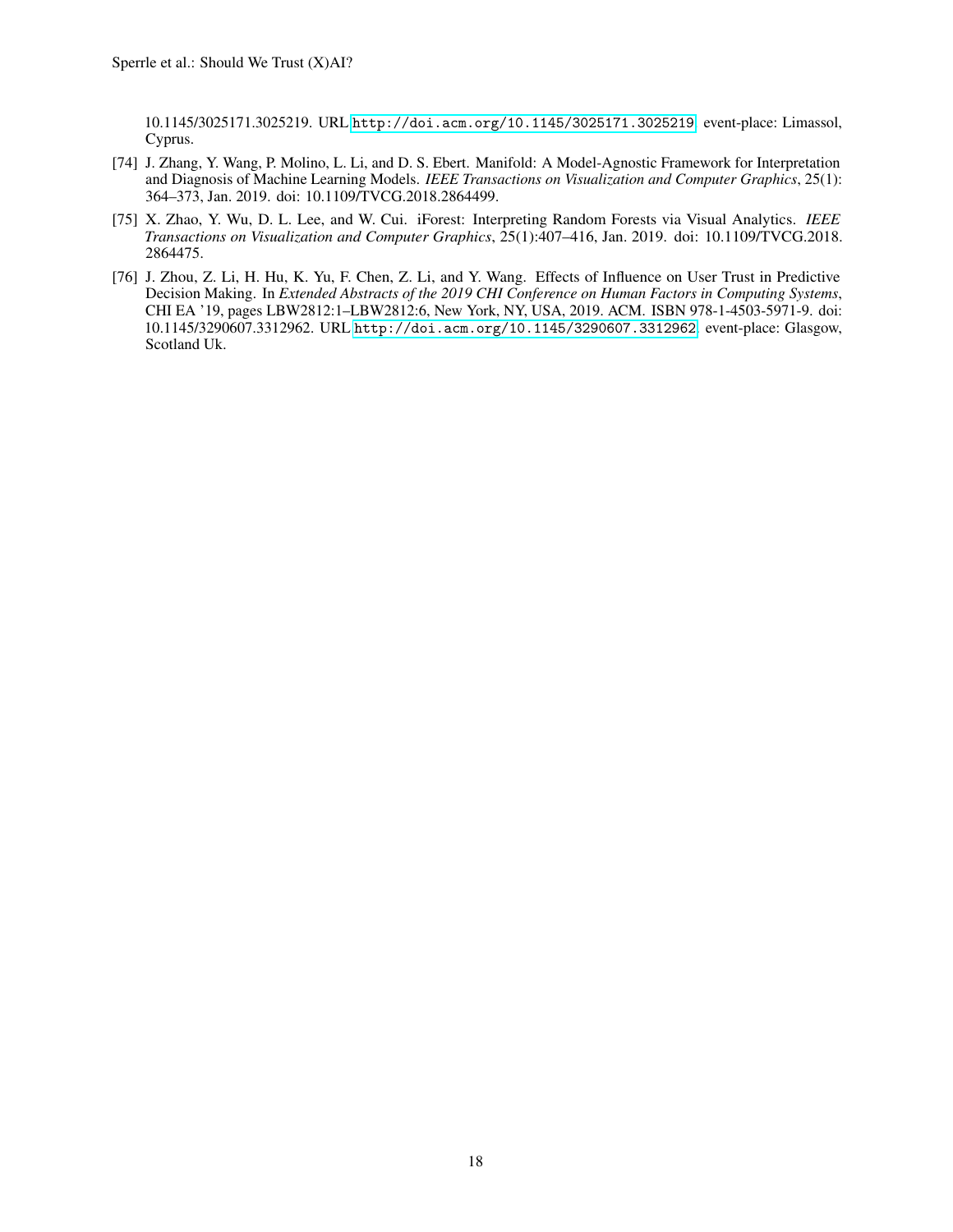10.1145/3025171.3025219. URL http://doi.acm.org/10.1145/3025171.3025219. event-place: Limassol, Cyprus.

- [74] J. Zhang, Y. Wang, P. Molino, L. Li, and D. S. Ebert. Manifold: A Model-Agnostic Framework for Interpretation and Diagnosis of Machine Learning Models. *IEEE Transactions on Visualization and Computer Graphics*, 25(1): 364–373, Jan. 2019. doi: 10.1109/TVCG.2018.2864499.
- [75] X. Zhao, Y. Wu, D. L. Lee, and W. Cui. iForest: Interpreting Random Forests via Visual Analytics. *IEEE Transactions on Visualization and Computer Graphics*, 25(1):407–416, Jan. 2019. doi: 10.1109/TVCG.2018.2864475.
- [76] J. Zhou, Z. Li, H. Hu, K. Yu, F. Chen, Z. Li, and Y. Wang. Effects of Influence on User Trust in Predictive Decision Making. In *Extended Abstracts of the 2019 CHI Conference on Human Factors in Computing Systems*, CHI EA '19, pages LBW2812:1–LBW2812:6, New York, NY, USA, 2019. ACM. ISBN 978-1-4503-5971-9. doi: 10.1145/3290607.3312962. URL http://doi.acm.org/10.1145/3290607.3312962. event-place: Glasgow, Scotland Uk.